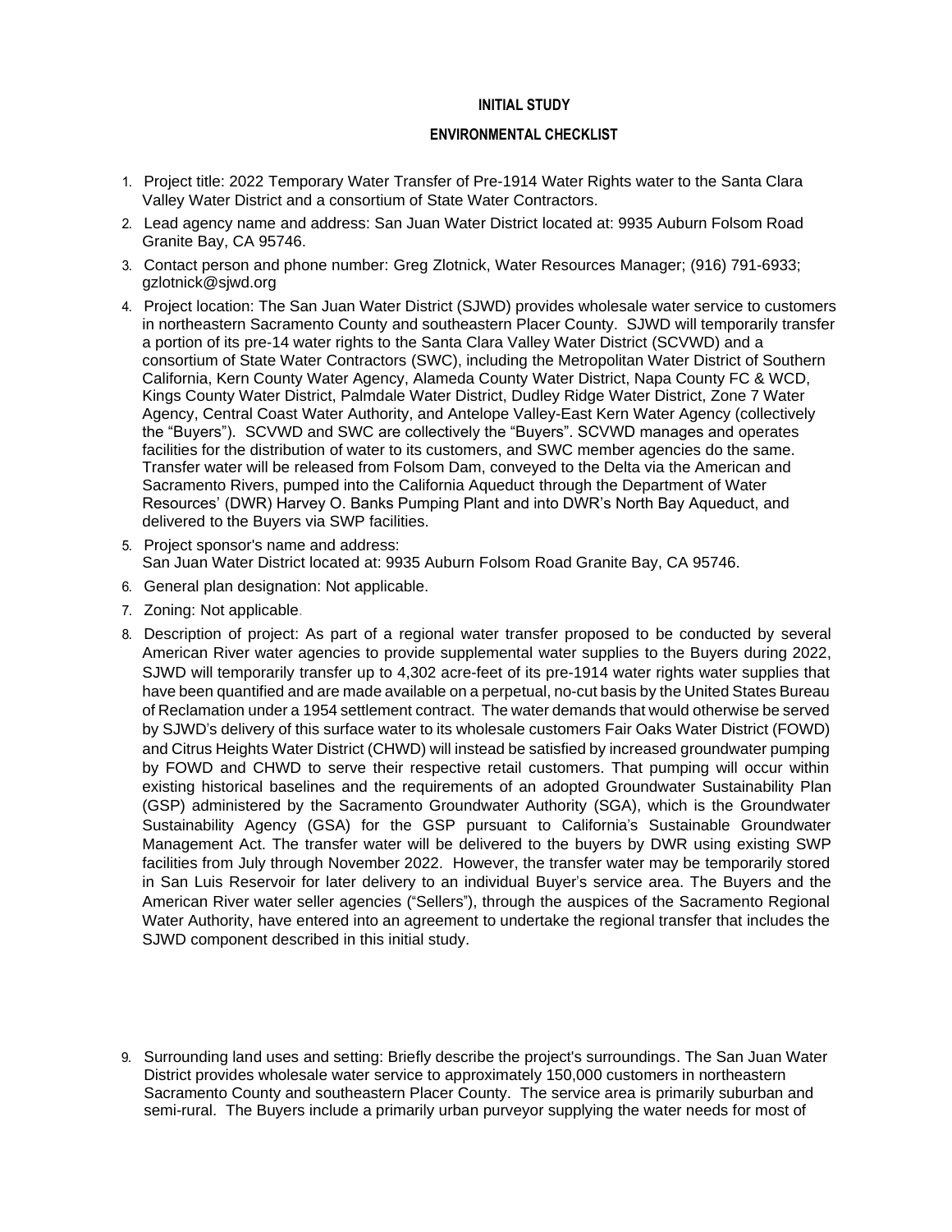**INITIAL STUDY**

**ENVIRONMENTAL CHECKLIST**

1. Project title: 2022 Temporary Water Transfer of Pre-1914 Water Rights water to the Santa Clara Valley Water District and a consortium of State Water Contractors.
2. Lead agency name and address: San Juan Water District located at: 9935 Auburn Folsom Road Granite Bay, CA 95746.
3. Contact person and phone number: Greg Zlotnick, Water Resources Manager; (916) 791-6933; gzlotnick@sjwd.org
4. Project location: The San Juan Water District (SJWD) provides wholesale water service to customers in northeastern Sacramento County and southeastern Placer County. SJWD will temporarily transfer a portion of its pre-14 water rights to the Santa Clara Valley Water District (SCVWD) and a consortium of State Water Contractors (SWC), including the Metropolitan Water District of Southern California, Kern County Water Agency, Alameda County Water District, Napa County FC & WCD, Kings County Water District, Palmdale Water District, Dudley Ridge Water District, Zone 7 Water Agency, Central Coast Water Authority, and Antelope Valley-East Kern Water Agency (collectively the "Buyers"). SCVWD and SWC are collectively the "Buyers". SCVWD manages and operates facilities for the distribution of water to its customers, and SWC member agencies do the same. Transfer water will be released from Folsom Dam, conveyed to the Delta via the American and Sacramento Rivers, pumped into the California Aqueduct through the Department of Water Resources' (DWR) Harvey O. Banks Pumping Plant and into DWR's North Bay Aqueduct, and delivered to the Buyers via SWP facilities.
5. Project sponsor's name and address:
   San Juan Water District located at: 9935 Auburn Folsom Road Granite Bay, CA 95746.
6. General plan designation: Not applicable.
7. Zoning: Not applicable.
8. Description of project: As part of a regional water transfer proposed to be conducted by several American River water agencies to provide supplemental water supplies to the Buyers during 2022, SJWD will temporarily transfer up to 4,302 acre-feet of its pre-1914 water rights water supplies that have been quantified and are made available on a perpetual, no-cut basis by the United States Bureau of Reclamation under a 1954 settlement contract. The water demands that would otherwise be served by SJWD's delivery of this surface water to its wholesale customers Fair Oaks Water District (FOWD) and Citrus Heights Water District (CHWD) will instead be satisfied by increased groundwater pumping by FOWD and CHWD to serve their respective retail customers. That pumping will occur within existing historical baselines and the requirements of an adopted Groundwater Sustainability Plan (GSP) administered by the Sacramento Groundwater Authority (SGA), which is the Groundwater Sustainability Agency (GSA) for the GSP pursuant to California's Sustainable Groundwater Management Act. The transfer water will be delivered to the buyers by DWR using existing SWP facilities from July through November 2022. However, the transfer water may be temporarily stored in San Luis Reservoir for later delivery to an individual Buyer's service area. The Buyers and the American River water seller agencies ("Sellers"), through the auspices of the Sacramento Regional Water Authority, have entered into an agreement to undertake the regional transfer that includes the SJWD component described in this initial study.
9. Surrounding land uses and setting: Briefly describe the project's surroundings. The San Juan Water District provides wholesale water service to approximately 150,000 customers in northeastern Sacramento County and southeastern Placer County. The service area is primarily suburban and semi-rural. The Buyers include a primarily urban purveyor supplying the water needs for most of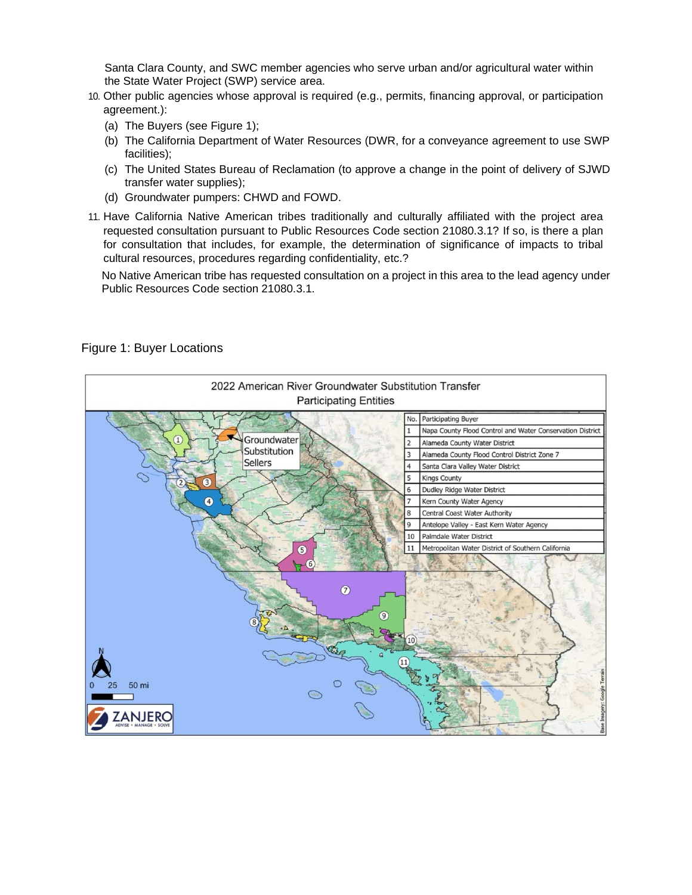Santa Clara County, and SWC member agencies who serve urban and/or agricultural water within the State Water Project (SWP) service area.

10. Other public agencies whose approval is required (e.g., permits, financing approval, or participation agreement.):
    (a) The Buyers (see Figure 1);
    (b) The California Department of Water Resources (DWR, for a conveyance agreement to use SWP facilities);
    (c) The United States Bureau of Reclamation (to approve a change in the point of delivery of SJWD transfer water supplies);
    (d) Groundwater pumpers: CHWD and FOWD.

11. Have California Native American tribes traditionally and culturally affiliated with the project area requested consultation pursuant to Public Resources Code section 21080.3.1? If so, is there a plan for consultation that includes, for example, the determination of significance of impacts to tribal cultural resources, procedures regarding confidentiality, etc.?

    No Native American tribe has requested consultation on a project in this area to the lead agency under Public Resources Code section 21080.3.1.

Figure 1: Buyer Locations

2022 American River Groundwater Substitution Transfer
Participating Entities

| No. | Participating Buyer |
|---|---|
| 1 | Napa County Flood Control and Water Conservation District |
| 2 | Alameda County Water District |
| 3 | Alameda County Flood Control District Zone 7 |
| 4 | Santa Clara Valley Water District |
| 5 | Kings County |
| 6 | Dudley Ridge Water District |
| 7 | Kern County Water Agency |
| 8 | Central Coast Water Authority |
| 9 | Antelope Valley - East Kern Water Agency |
| 10 | Palmdale Water District |
| 11 | Metropolitan Water District of Southern California |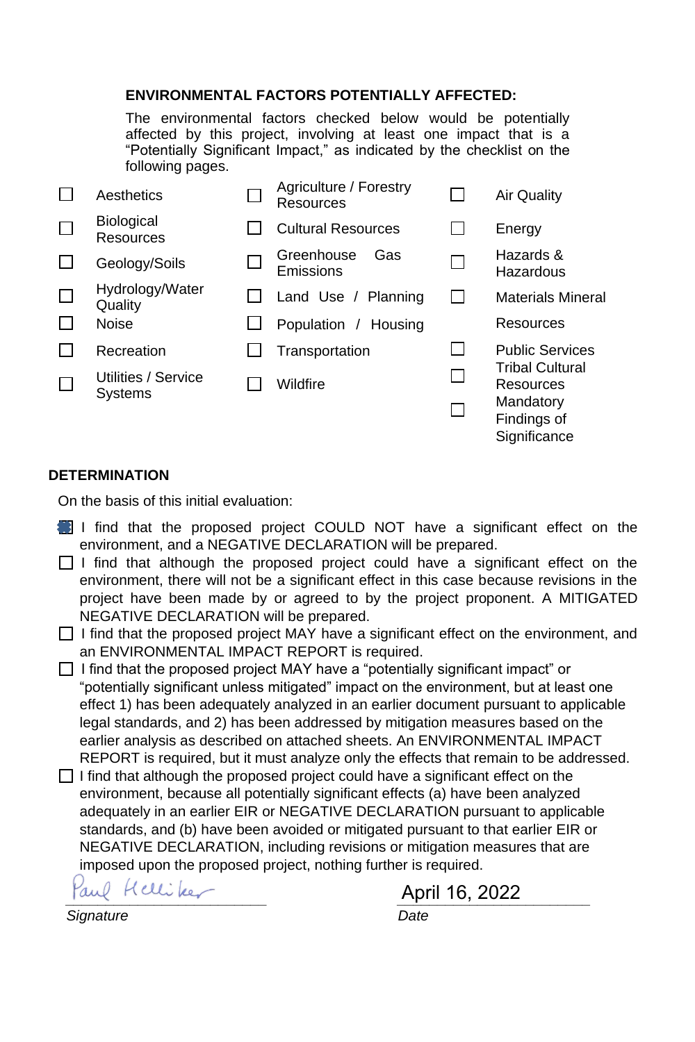## ENVIRONMENTAL FACTORS POTENTIALLY AFFECTED:

The environmental factors checked below would be potentially affected by this project, involving at least one impact that is a "Potentially Significant Impact," as indicated by the checklist on the following pages.

| | | |
|---|---|---|
| ☐ Aesthetics | ☐ Agriculture / Forestry Resources | ☐ Air Quality |
| ☐ Biological Resources | ☐ Cultural Resources | ☐ Energy |
| ☐ Geology/Soils | ☐ Greenhouse Gas Emissions | ☐ Hazards & Hazardous |
| ☐ Hydrology/Water Quality | ☐ Land Use / Planning | ☐ Materials Mineral Resources |
| ☐ Noise | ☐ Population / Housing | |
| ☐ Recreation | ☐ Transportation | ☐ Public Services |
| ☐ Utilities / Service Systems | ☐ Wildfire | ☐ Tribal Cultural Resources |
| | | ☐ Mandatory Findings of Significance |

## DETERMINATION

On the basis of this initial evaluation:

- ☒ I find that the proposed project COULD NOT have a significant effect on the environment, and a NEGATIVE DECLARATION will be prepared.
- ☐ I find that although the proposed project could have a significant effect on the environment, there will not be a significant effect in this case because revisions in the project have been made by or agreed to by the project proponent. A MITIGATED NEGATIVE DECLARATION will be prepared.
- ☐ I find that the proposed project MAY have a significant effect on the environment, and an ENVIRONMENTAL IMPACT REPORT is required.
- ☐ I find that the proposed project MAY have a "potentially significant impact" or "potentially significant unless mitigated" impact on the environment, but at least one effect 1) has been adequately analyzed in an earlier document pursuant to applicable legal standards, and 2) has been addressed by mitigation measures based on the earlier analysis as described on attached sheets. An ENVIRONMENTAL IMPACT REPORT is required, but it must analyze only the effects that remain to be addressed.
- ☐ I find that although the proposed project could have a significant effect on the environment, because all potentially significant effects (a) have been analyzed adequately in an earlier EIR or NEGATIVE DECLARATION pursuant to applicable standards, and (b) have been avoided or mitigated pursuant to that earlier EIR or NEGATIVE DECLARATION, including revisions or mitigation measures that are imposed upon the proposed project, nothing further is required.

Paul Helliker
*Signature*

April 16, 2022
*Date*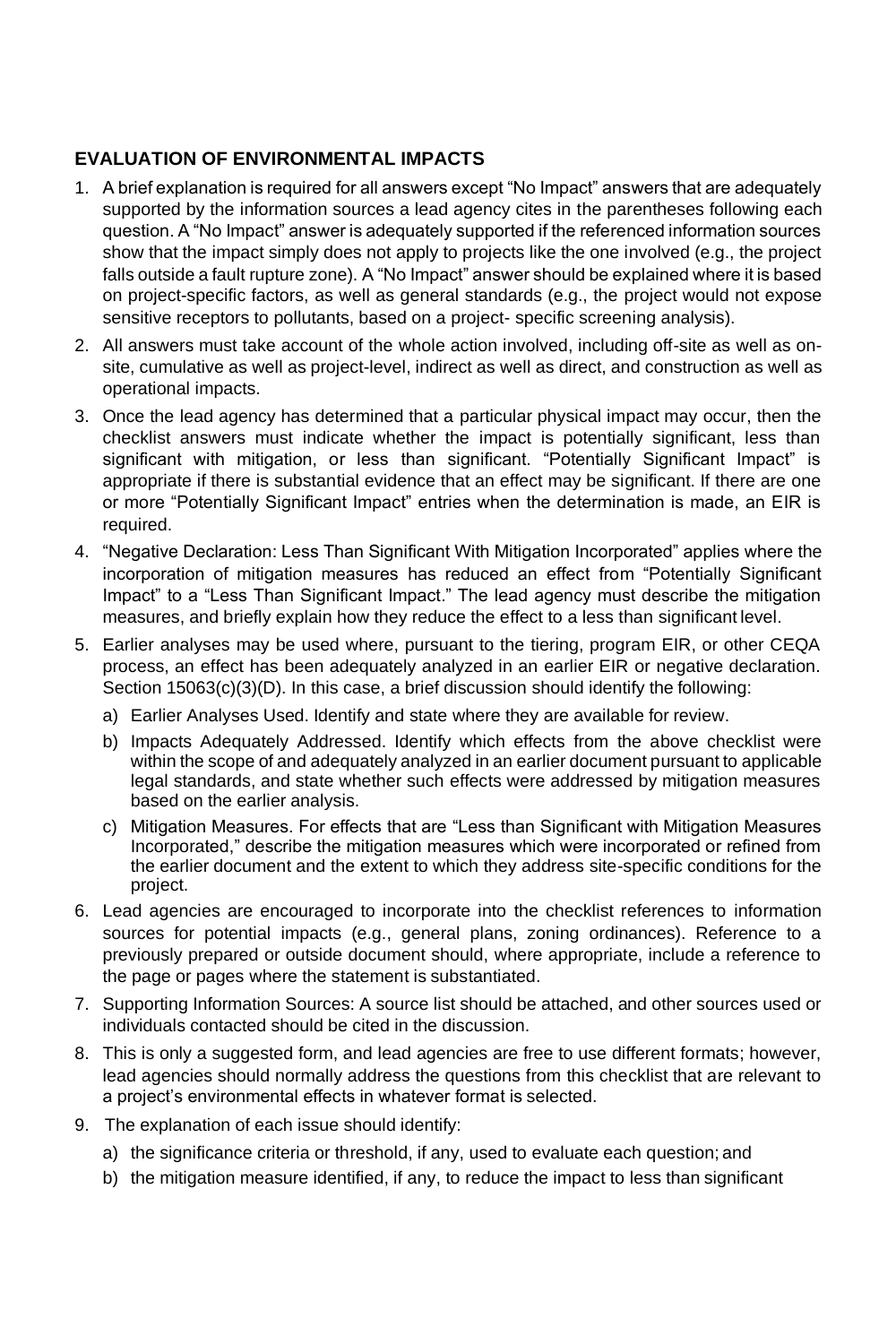## EVALUATION OF ENVIRONMENTAL IMPACTS

1. A brief explanation is required for all answers except "No Impact" answers that are adequately supported by the information sources a lead agency cites in the parentheses following each question. A "No Impact" answer is adequately supported if the referenced information sources show that the impact simply does not apply to projects like the one involved (e.g., the project falls outside a fault rupture zone). A "No Impact" answer should be explained where it is based on project-specific factors, as well as general standards (e.g., the project would not expose sensitive receptors to pollutants, based on a project- specific screening analysis).
2. All answers must take account of the whole action involved, including off-site as well as on-site, cumulative as well as project-level, indirect as well as direct, and construction as well as operational impacts.
3. Once the lead agency has determined that a particular physical impact may occur, then the checklist answers must indicate whether the impact is potentially significant, less than significant with mitigation, or less than significant. "Potentially Significant Impact" is appropriate if there is substantial evidence that an effect may be significant. If there are one or more "Potentially Significant Impact" entries when the determination is made, an EIR is required.
4. "Negative Declaration: Less Than Significant With Mitigation Incorporated" applies where the incorporation of mitigation measures has reduced an effect from "Potentially Significant Impact" to a "Less Than Significant Impact." The lead agency must describe the mitigation measures, and briefly explain how they reduce the effect to a less than significant level.
5. Earlier analyses may be used where, pursuant to the tiering, program EIR, or other CEQA process, an effect has been adequately analyzed in an earlier EIR or negative declaration. Section 15063(c)(3)(D). In this case, a brief discussion should identify the following:
   a) Earlier Analyses Used. Identify and state where they are available for review.
   b) Impacts Adequately Addressed. Identify which effects from the above checklist were within the scope of and adequately analyzed in an earlier document pursuant to applicable legal standards, and state whether such effects were addressed by mitigation measures based on the earlier analysis.
   c) Mitigation Measures. For effects that are "Less than Significant with Mitigation Measures Incorporated," describe the mitigation measures which were incorporated or refined from the earlier document and the extent to which they address site-specific conditions for the project.
6. Lead agencies are encouraged to incorporate into the checklist references to information sources for potential impacts (e.g., general plans, zoning ordinances). Reference to a previously prepared or outside document should, where appropriate, include a reference to the page or pages where the statement is substantiated.
7. Supporting Information Sources: A source list should be attached, and other sources used or individuals contacted should be cited in the discussion.
8. This is only a suggested form, and lead agencies are free to use different formats; however, lead agencies should normally address the questions from this checklist that are relevant to a project's environmental effects in whatever format is selected.
9. The explanation of each issue should identify:
   a) the significance criteria or threshold, if any, used to evaluate each question; and
   b) the mitigation measure identified, if any, to reduce the impact to less than significant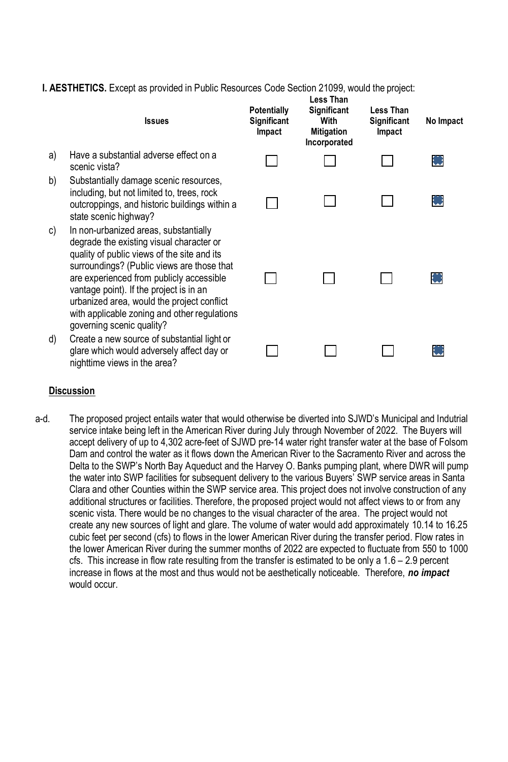**I. AESTHETICS.** Except as provided in Public Resources Code Section 21099, would the project:

| | Issues | Potentially Significant Impact | Less Than Significant With Mitigation Incorporated | Less Than Significant Impact | No Impact |
|---|---|---|---|---|---|
| a) | Have a substantial adverse effect on a scenic vista? | ☐ | ☐ | ☐ | ☒ |
| b) | Substantially damage scenic resources, including, but not limited to, trees, rock outcroppings, and historic buildings within a state scenic highway? | ☐ | ☐ | ☐ | ☒ |
| c) | In non-urbanized areas, substantially degrade the existing visual character or quality of public views of the site and its surroundings? (Public views are those that are experienced from publicly accessible vantage point). If the project is in an urbanized area, would the project conflict with applicable zoning and other regulations governing scenic quality? | ☐ | ☐ | ☐ | ☒ |
| d) | Create a new source of substantial light or glare which would adversely affect day or nighttime views in the area? | ☐ | ☐ | ☐ | ☒ |

**Discussion**

a-d. The proposed project entails water that would otherwise be diverted into SJWD's Municipal and Indutrial service intake being left in the American River during July through November of 2022. The Buyers will accept delivery of up to 4,302 acre-feet of SJWD pre-14 water right transfer water at the base of Folsom Dam and control the water as it flows down the American River to the Sacramento River and across the Delta to the SWP's North Bay Aqueduct and the Harvey O. Banks pumping plant, where DWR will pump the water into SWP facilities for subsequent delivery to the various Buyers' SWP service areas in Santa Clara and other Counties within the SWP service area. This project does not involve construction of any additional structures or facilities. Therefore, the proposed project would not affect views to or from any scenic vista. There would be no changes to the visual character of the area. The project would not create any new sources of light and glare. The volume of water would add approximately 10.14 to 16.25 cubic feet per second (cfs) to flows in the lower American River during the transfer period. Flow rates in the lower American River during the summer months of 2022 are expected to fluctuate from 550 to 1000 cfs. This increase in flow rate resulting from the transfer is estimated to be only a 1.6 – 2.9 percent increase in flows at the most and thus would not be aesthetically noticeable. Therefore, ***no impact*** would occur.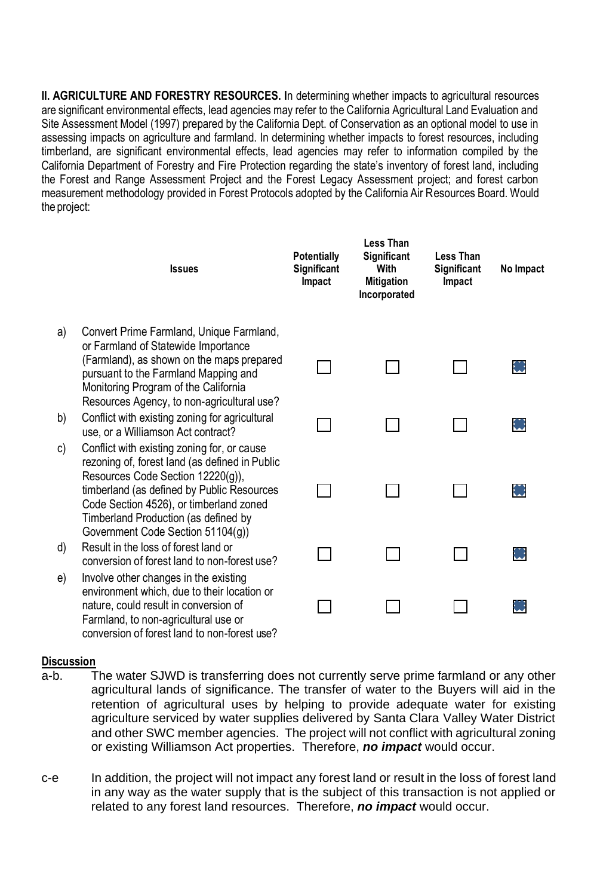**II. AGRICULTURE AND FORESTRY RESOURCES.** In determining whether impacts to agricultural resources are significant environmental effects, lead agencies may refer to the California Agricultural Land Evaluation and Site Assessment Model (1997) prepared by the California Dept. of Conservation as an optional model to use in assessing impacts on agriculture and farmland. In determining whether impacts to forest resources, including timberland, are significant environmental effects, lead agencies may refer to information compiled by the California Department of Forestry and Fire Protection regarding the state's inventory of forest land, including the Forest and Range Assessment Project and the Forest Legacy Assessment project; and forest carbon measurement methodology provided in Forest Protocols adopted by the California Air Resources Board. Would the project:

| | Issues | Potentially Significant Impact | Less Than Significant With Mitigation Incorporated | Less Than Significant Impact | No Impact |
|---|---|---|---|---|---|
| a) | Convert Prime Farmland, Unique Farmland, or Farmland of Statewide Importance (Farmland), as shown on the maps prepared pursuant to the Farmland Mapping and Monitoring Program of the California Resources Agency, to non-agricultural use? | ☐ | ☐ | ☐ | ☒ |
| b) | Conflict with existing zoning for agricultural use, or a Williamson Act contract? | ☐ | ☐ | ☐ | ☒ |
| c) | Conflict with existing zoning for, or cause rezoning of, forest land (as defined in Public Resources Code Section 12220(g)), timberland (as defined by Public Resources Code Section 4526), or timberland zoned Timberland Production (as defined by Government Code Section 51104(g)) | ☐ | ☐ | ☐ | ☒ |
| d) | Result in the loss of forest land or conversion of forest land to non-forest use? | ☐ | ☐ | ☐ | ☒ |
| e) | Involve other changes in the existing environment which, due to their location or nature, could result in conversion of Farmland, to non-agricultural use or conversion of forest land to non-forest use? | ☐ | ☐ | ☐ | ☒ |

**Discussion**

a-b. The water SJWD is transferring does not currently serve prime farmland or any other agricultural lands of significance. The transfer of water to the Buyers will aid in the retention of agricultural uses by helping to provide adequate water for existing agriculture serviced by water supplies delivered by Santa Clara Valley Water District and other SWC member agencies. The project will not conflict with agricultural zoning or existing Williamson Act properties. Therefore, ***no impact*** would occur.

c-e In addition, the project will not impact any forest land or result in the loss of forest land in any way as the water supply that is the subject of this transaction is not applied or related to any forest land resources. Therefore, ***no impact*** would occur.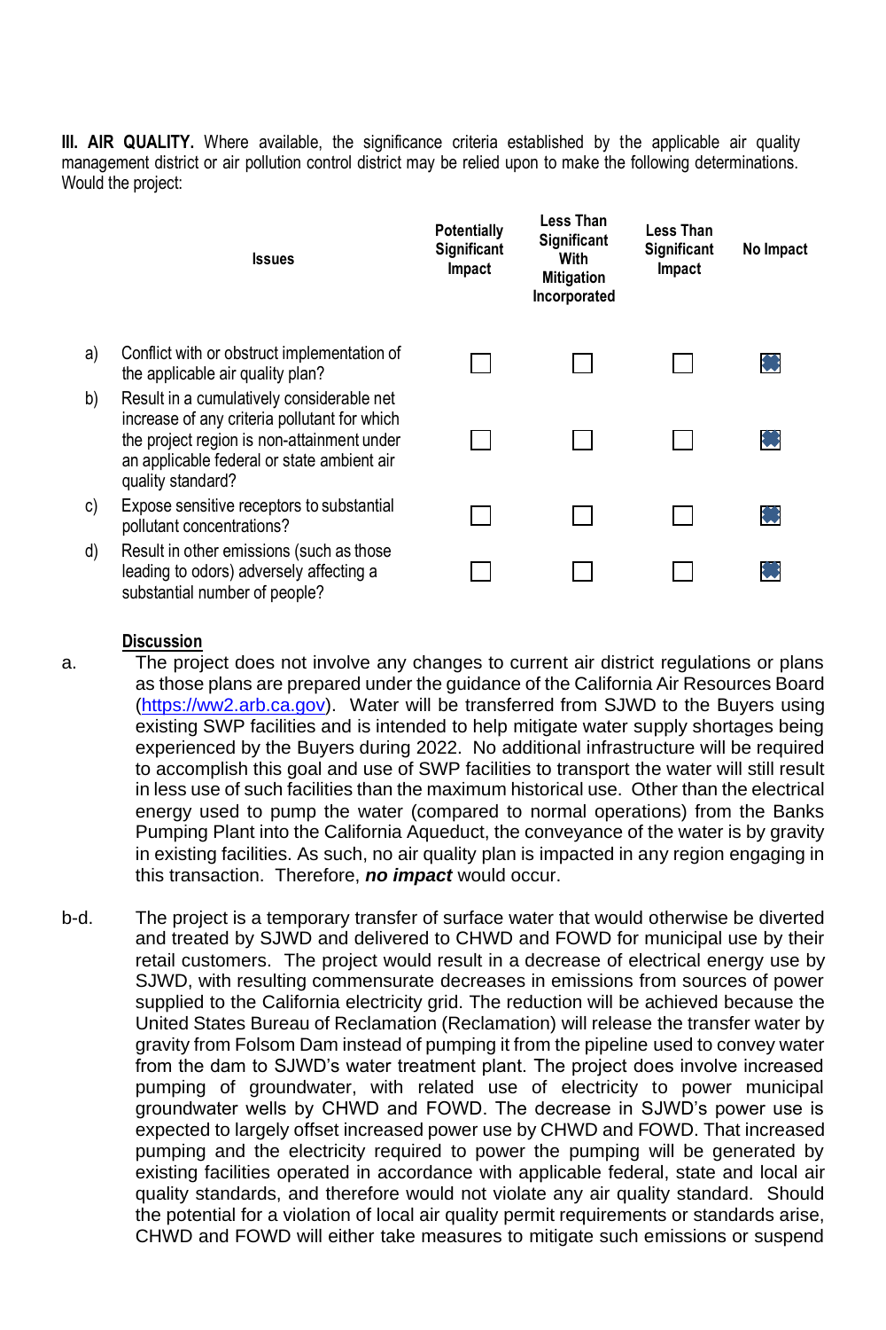**III. AIR QUALITY.** Where available, the significance criteria established by the applicable air quality management district or air pollution control district may be relied upon to make the following determinations. Would the project:

| | Issues | Potentially Significant Impact | Less Than Significant With Mitigation Incorporated | Less Than Significant Impact | No Impact |
|---|---|---|---|---|---|
| a) | Conflict with or obstruct implementation of the applicable air quality plan? | ☐ | ☐ | ☐ | ☒ |
| b) | Result in a cumulatively considerable net increase of any criteria pollutant for which the project region is non-attainment under an applicable federal or state ambient air quality standard? | ☐ | ☐ | ☐ | ☒ |
| c) | Expose sensitive receptors to substantial pollutant concentrations? | ☐ | ☐ | ☐ | ☒ |
| d) | Result in other emissions (such as those leading to odors) adversely affecting a substantial number of people? | ☐ | ☐ | ☐ | ☒ |

**Discussion**

a. The project does not involve any changes to current air district regulations or plans as those plans are prepared under the guidance of the California Air Resources Board (https://ww2.arb.ca.gov). Water will be transferred from SJWD to the Buyers using existing SWP facilities and is intended to help mitigate water supply shortages being experienced by the Buyers during 2022. No additional infrastructure will be required to accomplish this goal and use of SWP facilities to transport the water will still result in less use of such facilities than the maximum historical use. Other than the electrical energy used to pump the water (compared to normal operations) from the Banks Pumping Plant into the California Aqueduct, the conveyance of the water is by gravity in existing facilities. As such, no air quality plan is impacted in any region engaging in this transaction. Therefore, ***no impact*** would occur.

b-d. The project is a temporary transfer of surface water that would otherwise be diverted and treated by SJWD and delivered to CHWD and FOWD for municipal use by their retail customers. The project would result in a decrease of electrical energy use by SJWD, with resulting commensurate decreases in emissions from sources of power supplied to the California electricity grid. The reduction will be achieved because the United States Bureau of Reclamation (Reclamation) will release the transfer water by gravity from Folsom Dam instead of pumping it from the pipeline used to convey water from the dam to SJWD's water treatment plant. The project does involve increased pumping of groundwater, with related use of electricity to power municipal groundwater wells by CHWD and FOWD. The decrease in SJWD's power use is expected to largely offset increased power use by CHWD and FOWD. That increased pumping and the electricity required to power the pumping will be generated by existing facilities operated in accordance with applicable federal, state and local air quality standards, and therefore would not violate any air quality standard. Should the potential for a violation of local air quality permit requirements or standards arise, CHWD and FOWD will either take measures to mitigate such emissions or suspend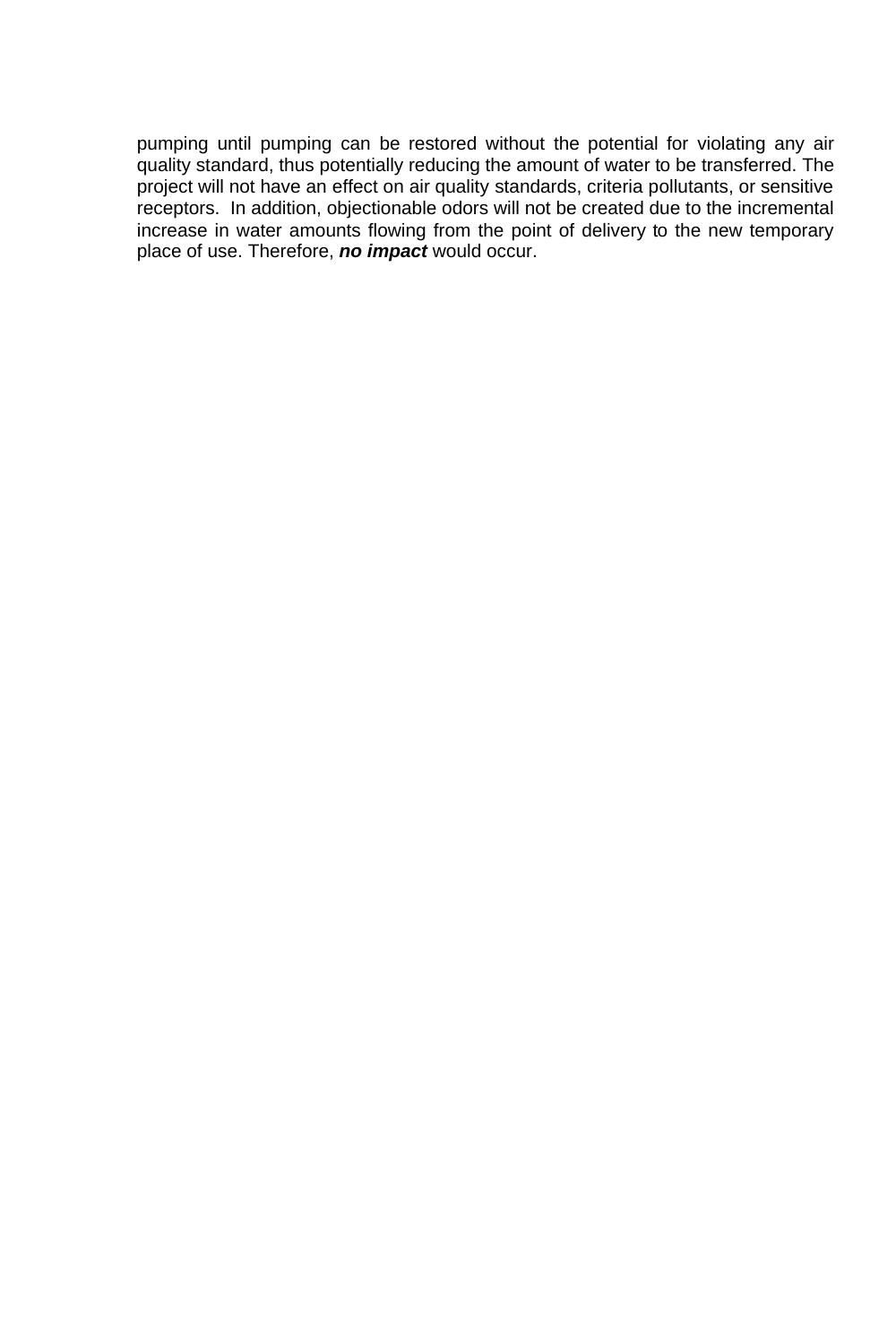pumping until pumping can be restored without the potential for violating any air quality standard, thus potentially reducing the amount of water to be transferred. The project will not have an effect on air quality standards, criteria pollutants, or sensitive receptors. In addition, objectionable odors will not be created due to the incremental increase in water amounts flowing from the point of delivery to the new temporary place of use. Therefore, ***no impact*** would occur.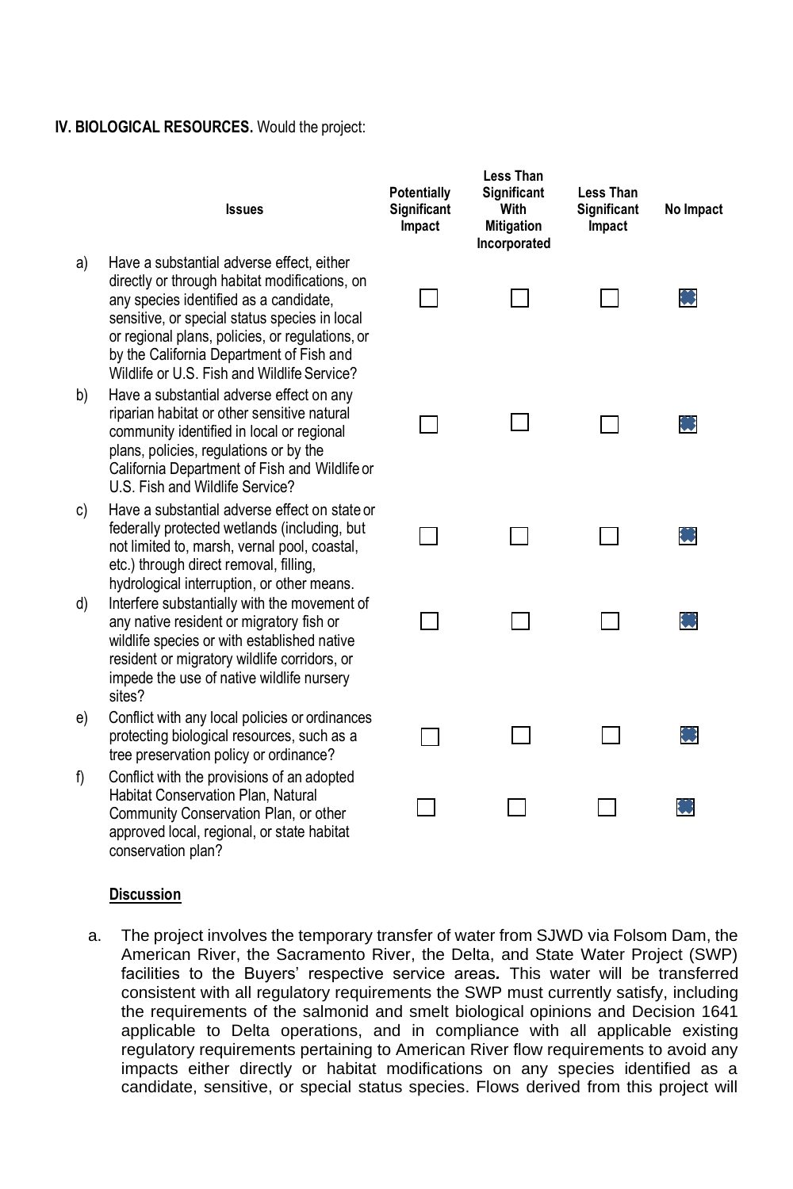**IV. BIOLOGICAL RESOURCES.** Would the project:

| | Issues | Potentially Significant Impact | Less Than Significant With Mitigation Incorporated | Less Than Significant Impact | No Impact |
|---|---|---|---|---|---|
| a) | Have a substantial adverse effect, either directly or through habitat modifications, on any species identified as a candidate, sensitive, or special status species in local or regional plans, policies, or regulations, or by the California Department of Fish and Wildlife or U.S. Fish and Wildlife Service? | ☐ | ☐ | ☐ | ☒ |
| b) | Have a substantial adverse effect on any riparian habitat or other sensitive natural community identified in local or regional plans, policies, regulations or by the California Department of Fish and Wildlife or U.S. Fish and Wildlife Service? | ☐ | ☐ | ☐ | ☒ |
| c) | Have a substantial adverse effect on state or federally protected wetlands (including, but not limited to, marsh, vernal pool, coastal, etc.) through direct removal, filling, hydrological interruption, or other means. | ☐ | ☐ | ☐ | ☒ |
| d) | Interfere substantially with the movement of any native resident or migratory fish or wildlife species or with established native resident or migratory wildlife corridors, or impede the use of native wildlife nursery sites? | ☐ | ☐ | ☐ | ☒ |
| e) | Conflict with any local policies or ordinances protecting biological resources, such as a tree preservation policy or ordinance? | ☐ | ☐ | ☐ | ☒ |
| f) | Conflict with the provisions of an adopted Habitat Conservation Plan, Natural Community Conservation Plan, or other approved local, regional, or state habitat conservation plan? | ☐ | ☐ | ☐ | ☒ |

**Discussion**

a. The project involves the temporary transfer of water from SJWD via Folsom Dam, the American River, the Sacramento River, the Delta, and State Water Project (SWP) facilities to the Buyers' respective service areas**.** This water will be transferred consistent with all regulatory requirements the SWP must currently satisfy, including the requirements of the salmonid and smelt biological opinions and Decision 1641 applicable to Delta operations, and in compliance with all applicable existing regulatory requirements pertaining to American River flow requirements to avoid any impacts either directly or habitat modifications on any species identified as a candidate, sensitive, or special status species. Flows derived from this project will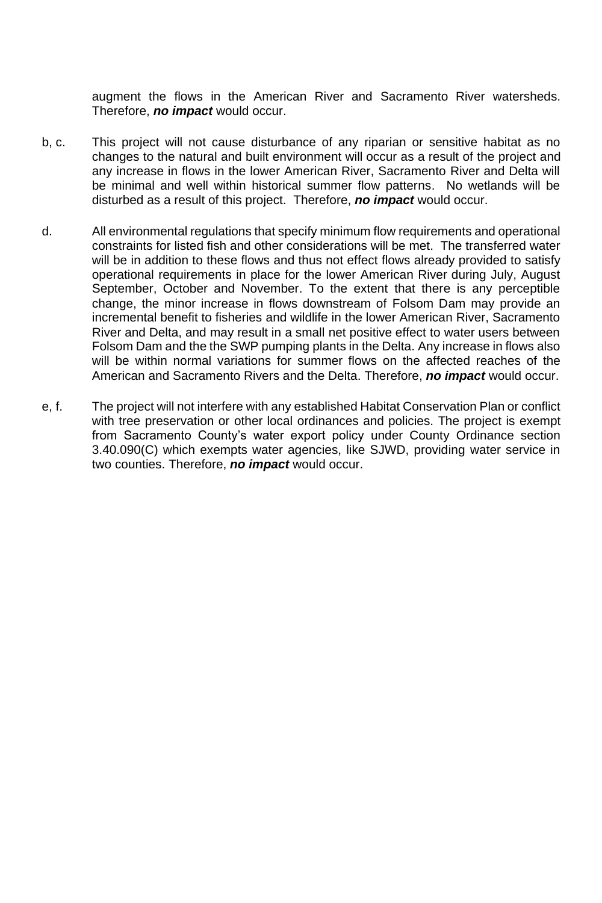augment the flows in the American River and Sacramento River watersheds. Therefore, ***no impact*** would occur.

b, c. This project will not cause disturbance of any riparian or sensitive habitat as no changes to the natural and built environment will occur as a result of the project and any increase in flows in the lower American River, Sacramento River and Delta will be minimal and well within historical summer flow patterns. No wetlands will be disturbed as a result of this project. Therefore, ***no impact*** would occur.

d. All environmental regulations that specify minimum flow requirements and operational constraints for listed fish and other considerations will be met. The transferred water will be in addition to these flows and thus not effect flows already provided to satisfy operational requirements in place for the lower American River during July, August September, October and November. To the extent that there is any perceptible change, the minor increase in flows downstream of Folsom Dam may provide an incremental benefit to fisheries and wildlife in the lower American River, Sacramento River and Delta, and may result in a small net positive effect to water users between Folsom Dam and the the SWP pumping plants in the Delta. Any increase in flows also will be within normal variations for summer flows on the affected reaches of the American and Sacramento Rivers and the Delta. Therefore, ***no impact*** would occur.

e, f. The project will not interfere with any established Habitat Conservation Plan or conflict with tree preservation or other local ordinances and policies. The project is exempt from Sacramento County's water export policy under County Ordinance section 3.40.090(C) which exempts water agencies, like SJWD, providing water service in two counties. Therefore, ***no impact*** would occur.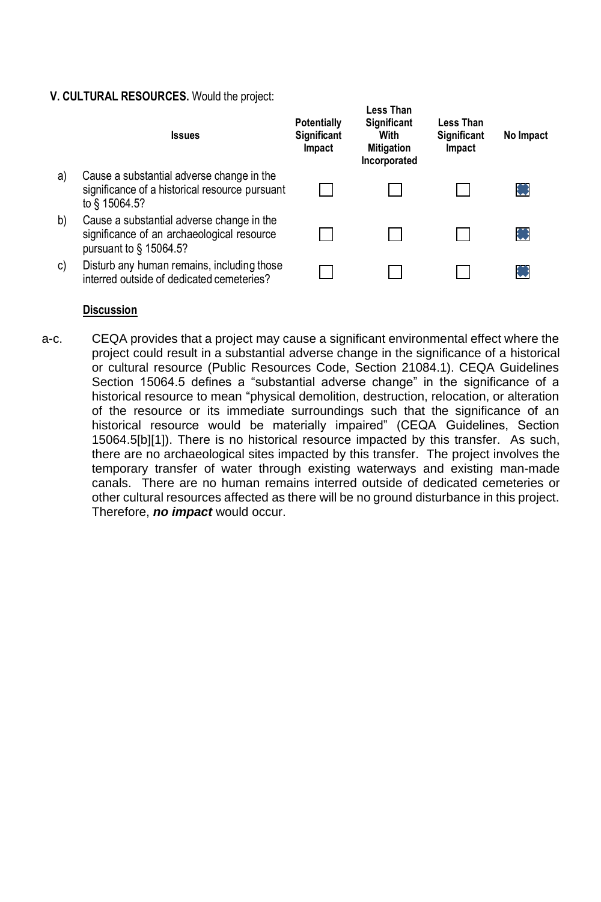**V. CULTURAL RESOURCES.** Would the project:

| | Issues | Potentially Significant Impact | Less Than Significant With Mitigation Incorporated | Less Than Significant Impact | No Impact |
|---|---|---|---|---|---|
| a) | Cause a substantial adverse change in the significance of a historical resource pursuant to § 15064.5? | ☐ | ☐ | ☐ | ☒ |
| b) | Cause a substantial adverse change in the significance of an archaeological resource pursuant to § 15064.5? | ☐ | ☐ | ☐ | ☒ |
| c) | Disturb any human remains, including those interred outside of dedicated cemeteries? | ☐ | ☐ | ☐ | ☒ |

**Discussion**

a-c. CEQA provides that a project may cause a significant environmental effect where the project could result in a substantial adverse change in the significance of a historical or cultural resource (Public Resources Code, Section 21084.1). CEQA Guidelines Section 15064.5 defines a "substantial adverse change" in the significance of a historical resource to mean "physical demolition, destruction, relocation, or alteration of the resource or its immediate surroundings such that the significance of an historical resource would be materially impaired" (CEQA Guidelines, Section 15064.5[b][1]). There is no historical resource impacted by this transfer. As such, there are no archaeological sites impacted by this transfer. The project involves the temporary transfer of water through existing waterways and existing man-made canals. There are no human remains interred outside of dedicated cemeteries or other cultural resources affected as there will be no ground disturbance in this project. Therefore, ***no impact*** would occur.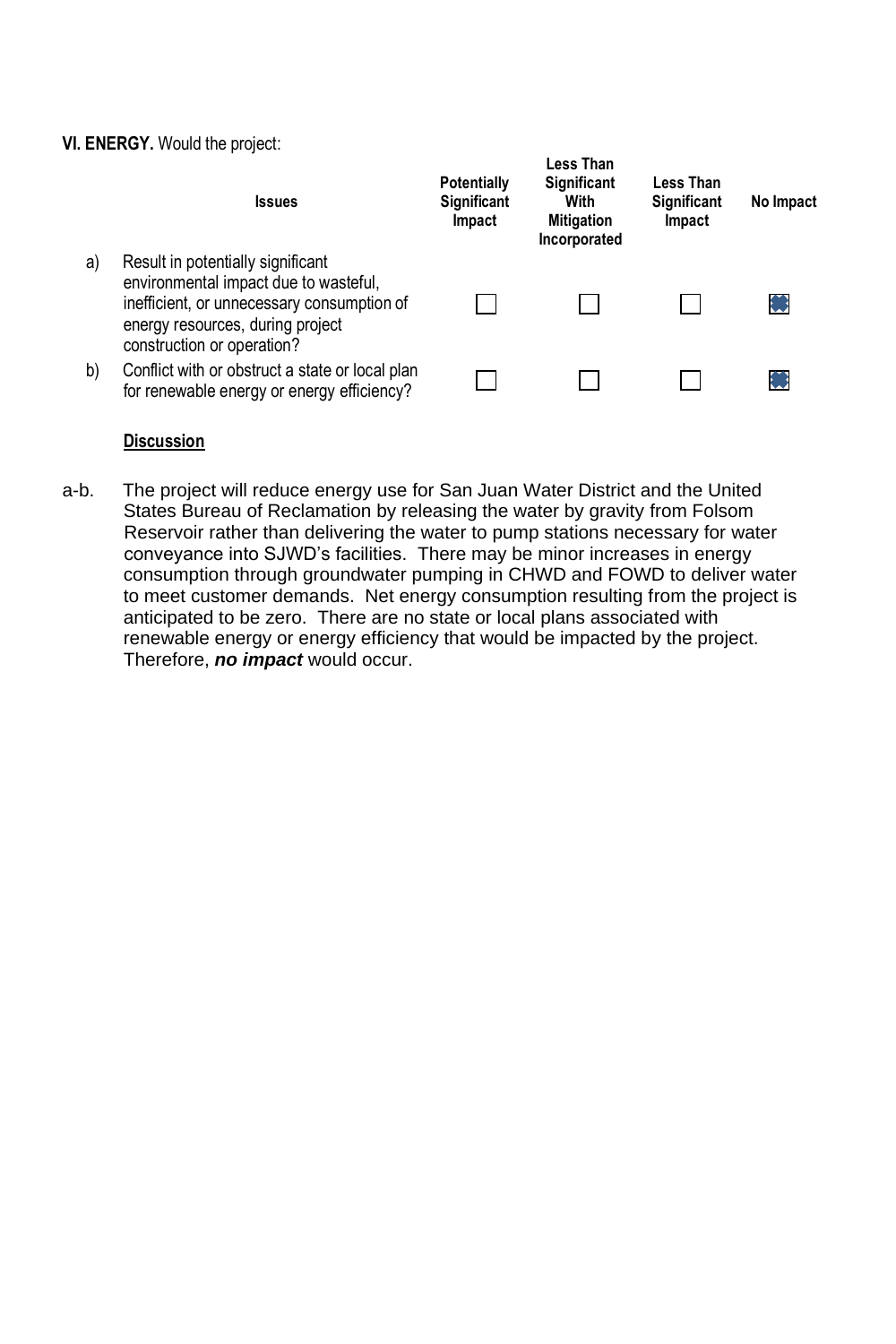**VI. ENERGY.** Would the project:

| | Issues | Potentially Significant Impact | Less Than Significant With Mitigation Incorporated | Less Than Significant Impact | No Impact |
|---|---|---|---|---|---|
| a) | Result in potentially significant environmental impact due to wasteful, inefficient, or unnecessary consumption of energy resources, during project construction or operation? | ☐ | ☐ | ☐ | ☒ |
| b) | Conflict with or obstruct a state or local plan for renewable energy or energy efficiency? | ☐ | ☐ | ☐ | ☒ |

**Discussion**

a-b. The project will reduce energy use for San Juan Water District and the United States Bureau of Reclamation by releasing the water by gravity from Folsom Reservoir rather than delivering the water to pump stations necessary for water conveyance into SJWD's facilities. There may be minor increases in energy consumption through groundwater pumping in CHWD and FOWD to deliver water to meet customer demands. Net energy consumption resulting from the project is anticipated to be zero. There are no state or local plans associated with renewable energy or energy efficiency that would be impacted by the project. Therefore, ***no impact*** would occur.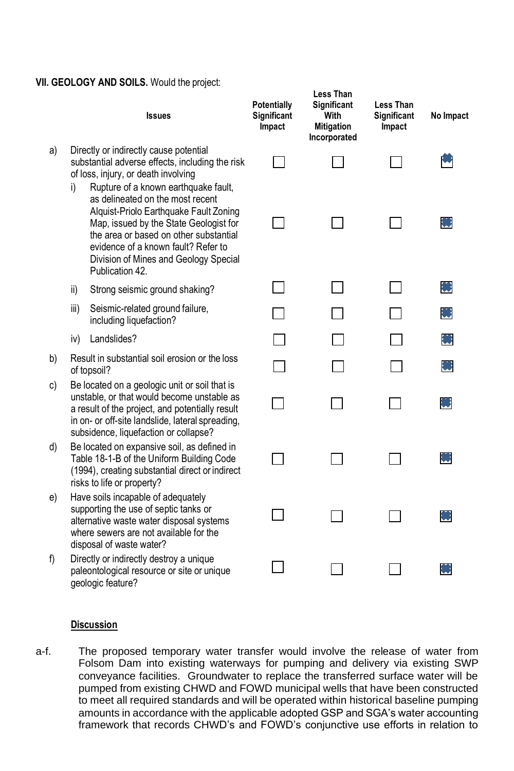**VII. GEOLOGY AND SOILS.** Would the project:

| | Issues | Potentially Significant Impact | Less Than Significant With Mitigation Incorporated | Less Than Significant Impact | No Impact |
|---|---|---|---|---|---|
| a) | Directly or indirectly cause potential substantial adverse effects, including the risk of loss, injury, or death involving | ☐ | ☐ | ☐ | ☒ |
| | i) Rupture of a known earthquake fault, as delineated on the most recent Alquist-Priolo Earthquake Fault Zoning Map, issued by the State Geologist for the area or based on other substantial evidence of a known fault? Refer to Division of Mines and Geology Special Publication 42. | ☐ | ☐ | ☐ | ☒ |
| | ii) Strong seismic ground shaking? | ☐ | ☐ | ☐ | ☒ |
| | iii) Seismic-related ground failure, including liquefaction? | ☐ | ☐ | ☐ | ☒ |
| | iv) Landslides? | ☐ | ☐ | ☐ | ☒ |
| b) | Result in substantial soil erosion or the loss of topsoil? | ☐ | ☐ | ☐ | ☒ |
| c) | Be located on a geologic unit or soil that is unstable, or that would become unstable as a result of the project, and potentially result in on- or off-site landslide, lateral spreading, subsidence, liquefaction or collapse? | ☐ | ☐ | ☐ | ☒ |
| d) | Be located on expansive soil, as defined in Table 18-1-B of the Uniform Building Code (1994), creating substantial direct or indirect risks to life or property? | ☐ | ☐ | ☐ | ☒ |
| e) | Have soils incapable of adequately supporting the use of septic tanks or alternative waste water disposal systems where sewers are not available for the disposal of waste water? | ☐ | ☐ | ☐ | ☒ |
| f) | Directly or indirectly destroy a unique paleontological resource or site or unique geologic feature? | ☐ | ☐ | ☐ | ☒ |

**Discussion**

a-f. The proposed temporary water transfer would involve the release of water from Folsom Dam into existing waterways for pumping and delivery via existing SWP conveyance facilities. Groundwater to replace the transferred surface water will be pumped from existing CHWD and FOWD municipal wells that have been constructed to meet all required standards and will be operated within historical baseline pumping amounts in accordance with the applicable adopted GSP and SGA's water accounting framework that records CHWD's and FOWD's conjunctive use efforts in relation to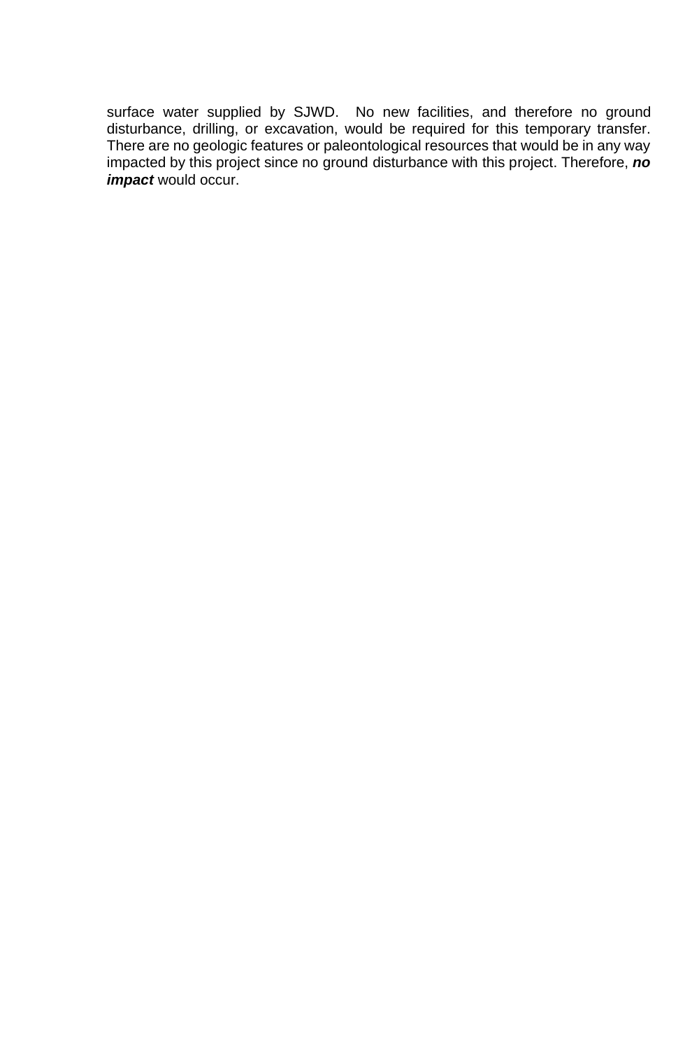surface water supplied by SJWD. No new facilities, and therefore no ground disturbance, drilling, or excavation, would be required for this temporary transfer. There are no geologic features or paleontological resources that would be in any way impacted by this project since no ground disturbance with this project. Therefore, ***no impact*** would occur.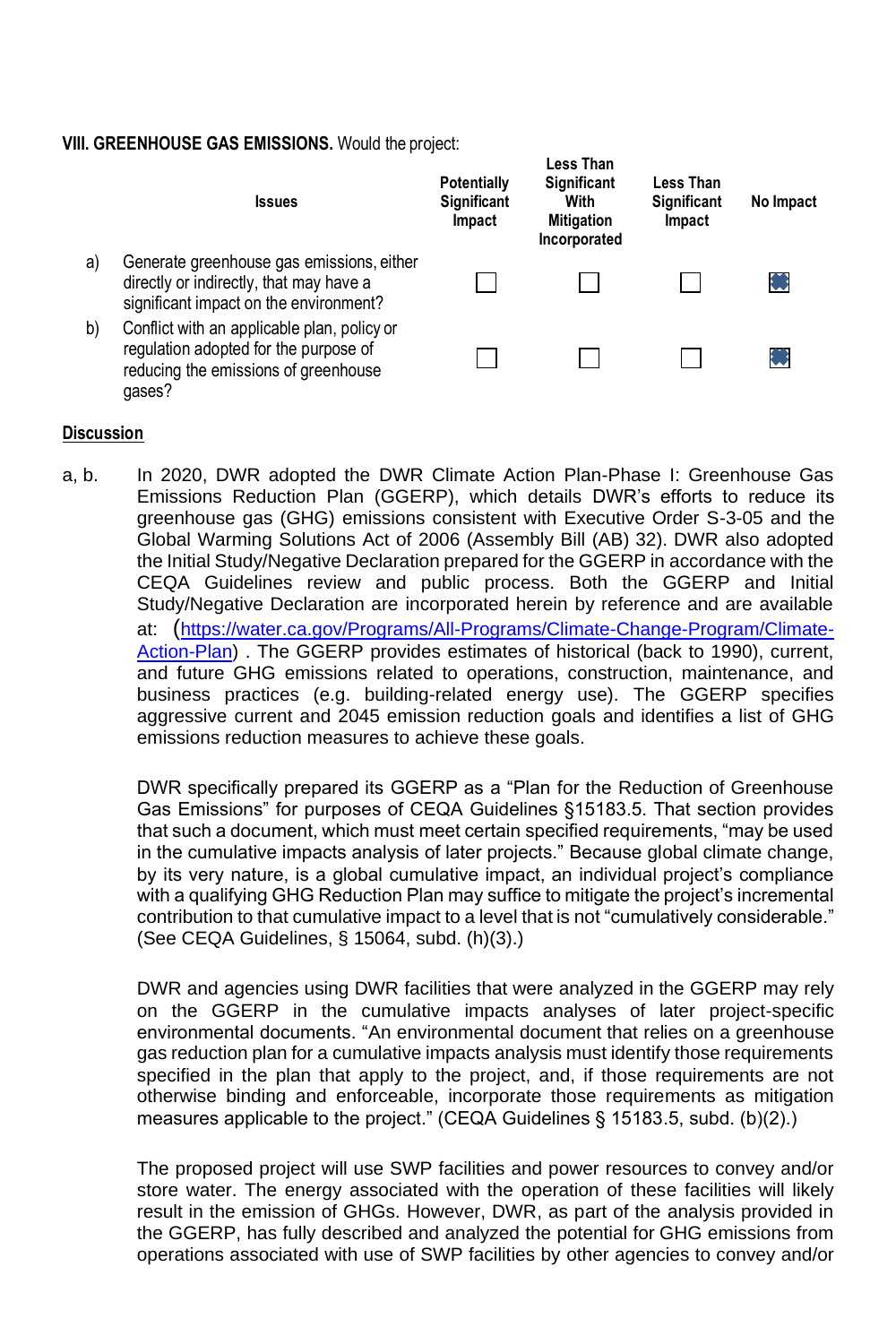**VIII. GREENHOUSE GAS EMISSIONS.** Would the project:

| | Issues | Potentially Significant Impact | Less Than Significant With Mitigation Incorporated | Less Than Significant Impact | No Impact |
|---|---|---|---|---|---|
| a) | Generate greenhouse gas emissions, either directly or indirectly, that may have a significant impact on the environment? | ☐ | ☐ | ☐ | ☒ |
| b) | Conflict with an applicable plan, policy or regulation adopted for the purpose of reducing the emissions of greenhouse gases? | ☐ | ☐ | ☐ | ☒ |

**Discussion**

a, b. In 2020, DWR adopted the DWR Climate Action Plan-Phase I: Greenhouse Gas Emissions Reduction Plan (GGERP), which details DWR's efforts to reduce its greenhouse gas (GHG) emissions consistent with Executive Order S-3-05 and the Global Warming Solutions Act of 2006 (Assembly Bill (AB) 32). DWR also adopted the Initial Study/Negative Declaration prepared for the GGERP in accordance with the CEQA Guidelines review and public process. Both the GGERP and Initial Study/Negative Declaration are incorporated herein by reference and are available at: (https://water.ca.gov/Programs/All-Programs/Climate-Change-Program/Climate-Action-Plan) . The GGERP provides estimates of historical (back to 1990), current, and future GHG emissions related to operations, construction, maintenance, and business practices (e.g. building-related energy use). The GGERP specifies aggressive current and 2045 emission reduction goals and identifies a list of GHG emissions reduction measures to achieve these goals.

DWR specifically prepared its GGERP as a "Plan for the Reduction of Greenhouse Gas Emissions" for purposes of CEQA Guidelines §15183.5. That section provides that such a document, which must meet certain specified requirements, "may be used in the cumulative impacts analysis of later projects." Because global climate change, by its very nature, is a global cumulative impact, an individual project's compliance with a qualifying GHG Reduction Plan may suffice to mitigate the project's incremental contribution to that cumulative impact to a level that is not "cumulatively considerable." (See CEQA Guidelines, § 15064, subd. (h)(3).)

DWR and agencies using DWR facilities that were analyzed in the GGERP may rely on the GGERP in the cumulative impacts analyses of later project-specific environmental documents. "An environmental document that relies on a greenhouse gas reduction plan for a cumulative impacts analysis must identify those requirements specified in the plan that apply to the project, and, if those requirements are not otherwise binding and enforceable, incorporate those requirements as mitigation measures applicable to the project." (CEQA Guidelines § 15183.5, subd. (b)(2).)

The proposed project will use SWP facilities and power resources to convey and/or store water. The energy associated with the operation of these facilities will likely result in the emission of GHGs. However, DWR, as part of the analysis provided in the GGERP, has fully described and analyzed the potential for GHG emissions from operations associated with use of SWP facilities by other agencies to convey and/or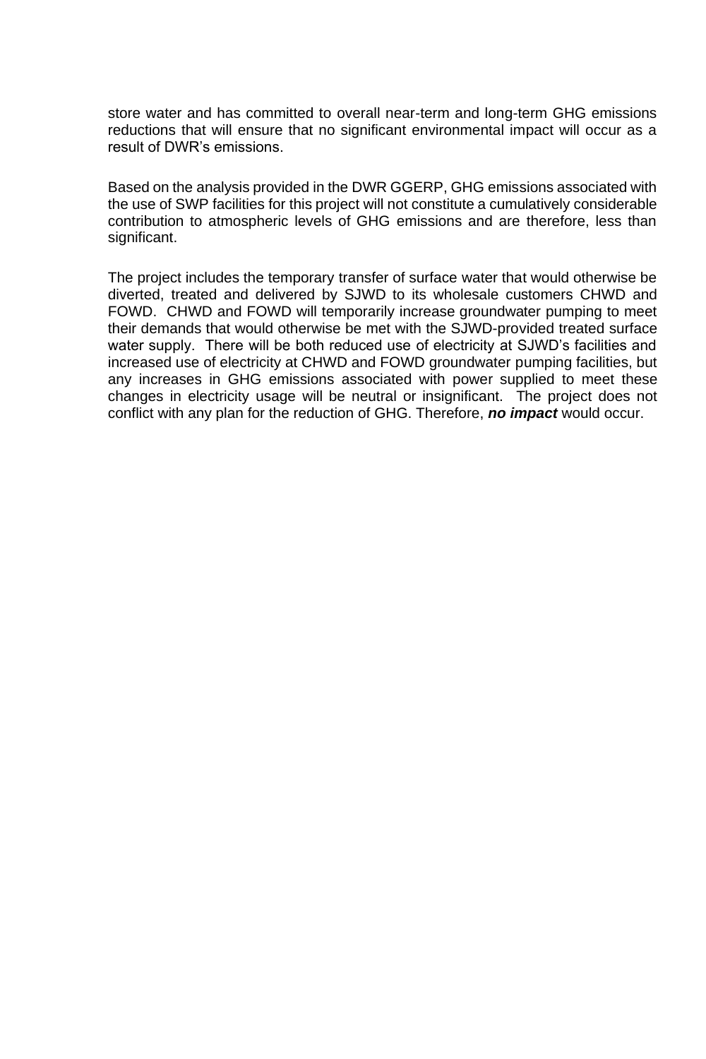store water and has committed to overall near-term and long-term GHG emissions reductions that will ensure that no significant environmental impact will occur as a result of DWR's emissions.

Based on the analysis provided in the DWR GGERP, GHG emissions associated with the use of SWP facilities for this project will not constitute a cumulatively considerable contribution to atmospheric levels of GHG emissions and are therefore, less than significant.

The project includes the temporary transfer of surface water that would otherwise be diverted, treated and delivered by SJWD to its wholesale customers CHWD and FOWD. CHWD and FOWD will temporarily increase groundwater pumping to meet their demands that would otherwise be met with the SJWD-provided treated surface water supply. There will be both reduced use of electricity at SJWD's facilities and increased use of electricity at CHWD and FOWD groundwater pumping facilities, but any increases in GHG emissions associated with power supplied to meet these changes in electricity usage will be neutral or insignificant. The project does not conflict with any plan for the reduction of GHG. Therefore, ***no impact*** would occur.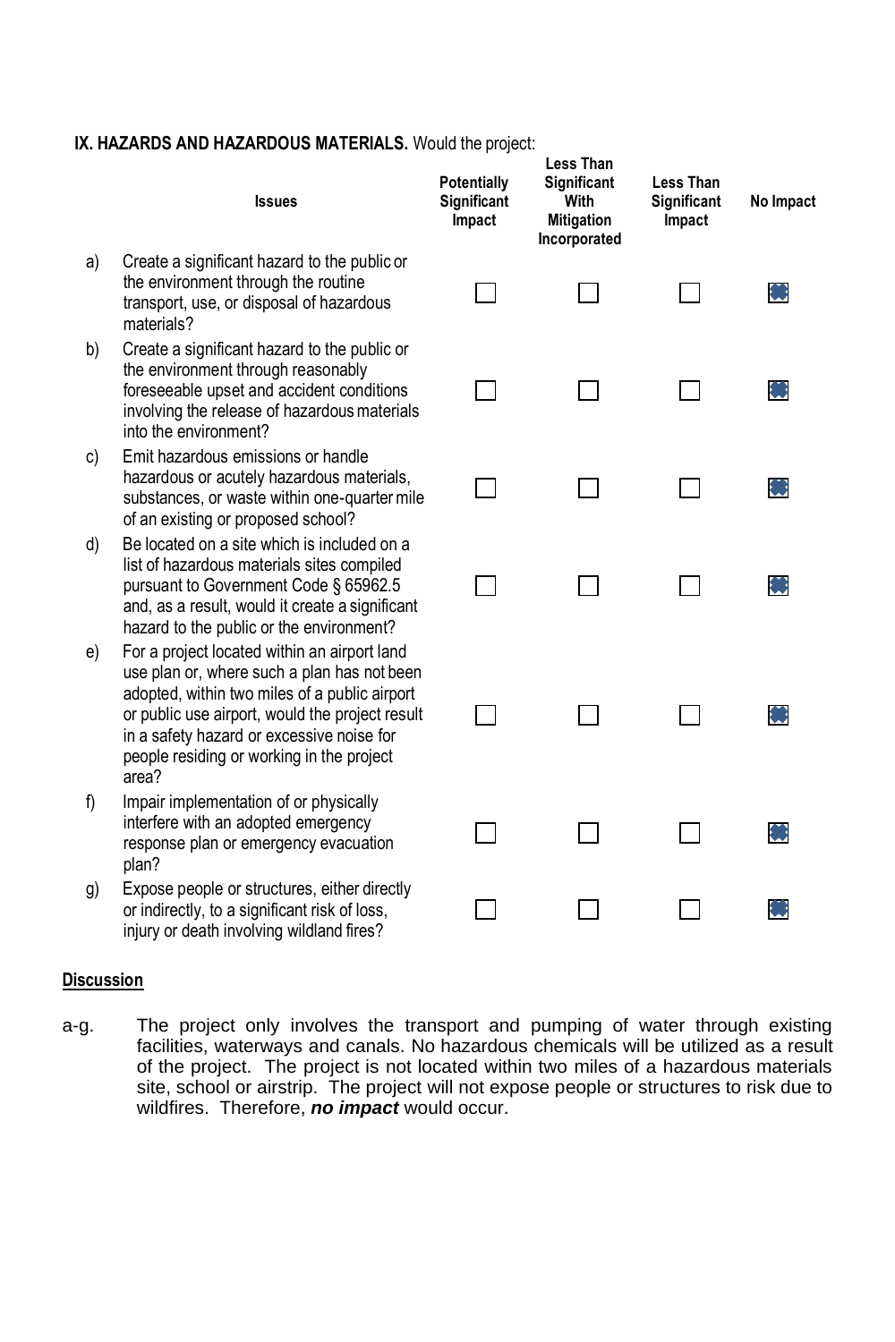**IX. HAZARDS AND HAZARDOUS MATERIALS.** Would the project:

| | Issues | Potentially Significant Impact | Less Than Significant With Mitigation Incorporated | Less Than Significant Impact | No Impact |
|---|---|---|---|---|---|
| a) | Create a significant hazard to the public or the environment through the routine transport, use, or disposal of hazardous materials? | ☐ | ☐ | ☐ | ☒ |
| b) | Create a significant hazard to the public or the environment through reasonably foreseeable upset and accident conditions involving the release of hazardous materials into the environment? | ☐ | ☐ | ☐ | ☒ |
| c) | Emit hazardous emissions or handle hazardous or acutely hazardous materials, substances, or waste within one-quarter mile of an existing or proposed school? | ☐ | ☐ | ☐ | ☒ |
| d) | Be located on a site which is included on a list of hazardous materials sites compiled pursuant to Government Code § 65962.5 and, as a result, would it create a significant hazard to the public or the environment? | ☐ | ☐ | ☐ | ☒ |
| e) | For a project located within an airport land use plan or, where such a plan has not been adopted, within two miles of a public airport or public use airport, would the project result in a safety hazard or excessive noise for people residing or working in the project area? | ☐ | ☐ | ☐ | ☒ |
| f) | Impair implementation of or physically interfere with an adopted emergency response plan or emergency evacuation plan? | ☐ | ☐ | ☐ | ☒ |
| g) | Expose people or structures, either directly or indirectly, to a significant risk of loss, injury or death involving wildland fires? | ☐ | ☐ | ☐ | ☒ |

**Discussion**

a-g. The project only involves the transport and pumping of water through existing facilities, waterways and canals. No hazardous chemicals will be utilized as a result of the project. The project is not located within two miles of a hazardous materials site, school or airstrip. The project will not expose people or structures to risk due to wildfires. Therefore, ***no impact*** would occur.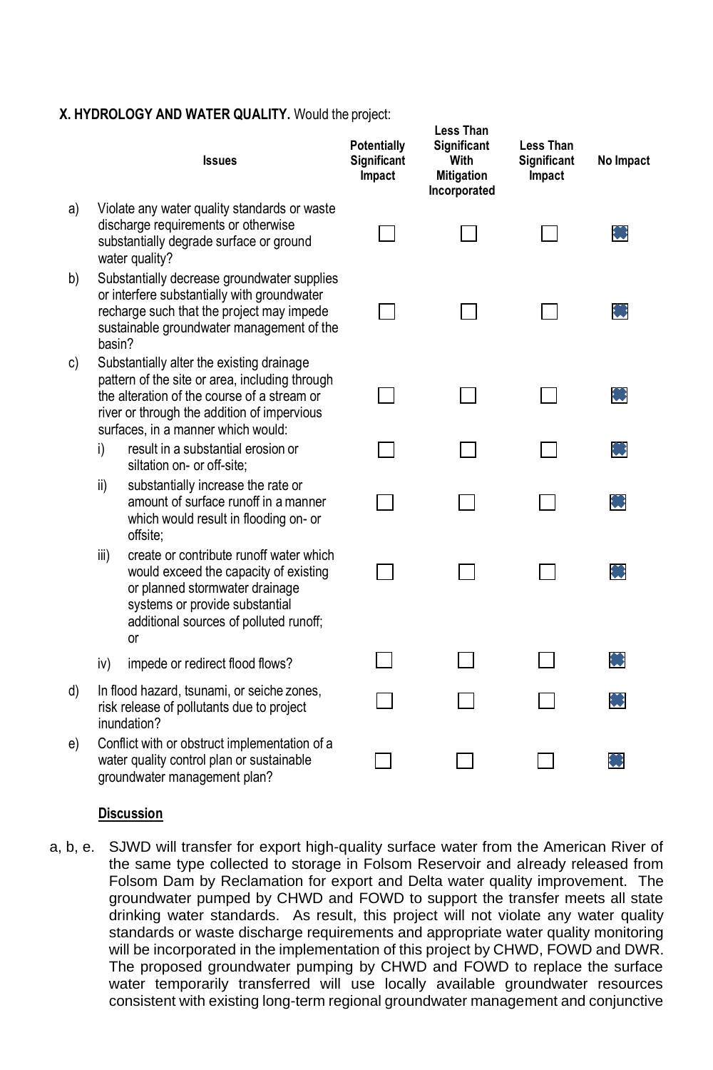**X. HYDROLOGY AND WATER QUALITY.** Would the project:

| | Issues | Potentially Significant Impact | Less Than Significant With Mitigation Incorporated | Less Than Significant Impact | No Impact |
|---|---|---|---|---|---|
| a) | Violate any water quality standards or waste discharge requirements or otherwise substantially degrade surface or ground water quality? | ☐ | ☐ | ☐ | ☒ |
| b) | Substantially decrease groundwater supplies or interfere substantially with groundwater recharge such that the project may impede sustainable groundwater management of the basin? | ☐ | ☐ | ☐ | ☒ |
| c) | Substantially alter the existing drainage pattern of the site or area, including through the alteration of the course of a stream or river or through the addition of impervious surfaces, in a manner which would: | ☐ | ☐ | ☐ | ☒ |
| | i) result in a substantial erosion or siltation on- or off-site; | ☐ | ☐ | ☐ | ☒ |
| | ii) substantially increase the rate or amount of surface runoff in a manner which would result in flooding on- or offsite; | ☐ | ☐ | ☐ | ☒ |
| | iii) create or contribute runoff water which would exceed the capacity of existing or planned stormwater drainage systems or provide substantial additional sources of polluted runoff; or | ☐ | ☐ | ☐ | ☒ |
| | iv) impede or redirect flood flows? | ☐ | ☐ | ☐ | ☒ |
| d) | In flood hazard, tsunami, or seiche zones, risk release of pollutants due to project inundation? | ☐ | ☐ | ☐ | ☒ |
| e) | Conflict with or obstruct implementation of a water quality control plan or sustainable groundwater management plan? | ☐ | ☐ | ☐ | ☒ |

**Discussion**

a, b, e. SJWD will transfer for export high-quality surface water from the American River of the same type collected to storage in Folsom Reservoir and already released from Folsom Dam by Reclamation for export and Delta water quality improvement. The groundwater pumped by CHWD and FOWD to support the transfer meets all state drinking water standards. As result, this project will not violate any water quality standards or waste discharge requirements and appropriate water quality monitoring will be incorporated in the implementation of this project by CHWD, FOWD and DWR. The proposed groundwater pumping by CHWD and FOWD to replace the surface water temporarily transferred will use locally available groundwater resources consistent with existing long-term regional groundwater management and conjunctive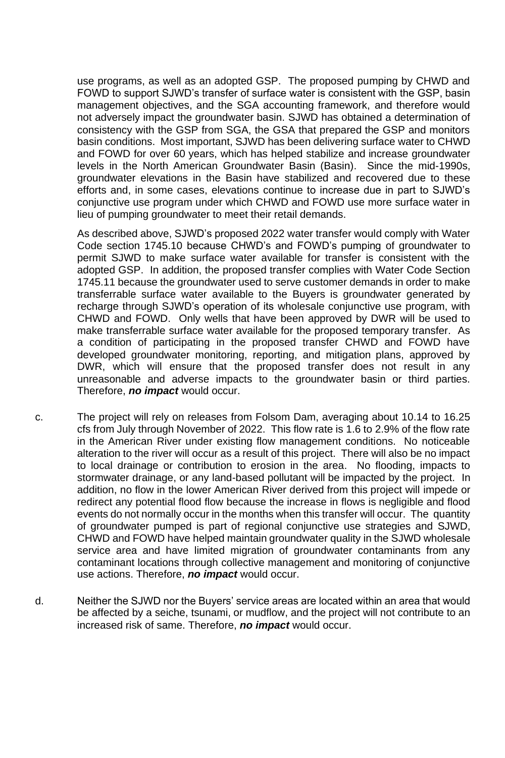use programs, as well as an adopted GSP. The proposed pumping by CHWD and FOWD to support SJWD's transfer of surface water is consistent with the GSP, basin management objectives, and the SGA accounting framework, and therefore would not adversely impact the groundwater basin. SJWD has obtained a determination of consistency with the GSP from SGA, the GSA that prepared the GSP and monitors basin conditions. Most important, SJWD has been delivering surface water to CHWD and FOWD for over 60 years, which has helped stabilize and increase groundwater levels in the North American Groundwater Basin (Basin). Since the mid-1990s, groundwater elevations in the Basin have stabilized and recovered due to these efforts and, in some cases, elevations continue to increase due in part to SJWD's conjunctive use program under which CHWD and FOWD use more surface water in lieu of pumping groundwater to meet their retail demands.

As described above, SJWD's proposed 2022 water transfer would comply with Water Code section 1745.10 because CHWD's and FOWD's pumping of groundwater to permit SJWD to make surface water available for transfer is consistent with the adopted GSP. In addition, the proposed transfer complies with Water Code Section 1745.11 because the groundwater used to serve customer demands in order to make transferrable surface water available to the Buyers is groundwater generated by recharge through SJWD's operation of its wholesale conjunctive use program, with CHWD and FOWD. Only wells that have been approved by DWR will be used to make transferrable surface water available for the proposed temporary transfer. As a condition of participating in the proposed transfer CHWD and FOWD have developed groundwater monitoring, reporting, and mitigation plans, approved by DWR, which will ensure that the proposed transfer does not result in any unreasonable and adverse impacts to the groundwater basin or third parties. Therefore, ***no impact*** would occur.

c. The project will rely on releases from Folsom Dam, averaging about 10.14 to 16.25 cfs from July through November of 2022. This flow rate is 1.6 to 2.9% of the flow rate in the American River under existing flow management conditions. No noticeable alteration to the river will occur as a result of this project. There will also be no impact to local drainage or contribution to erosion in the area. No flooding, impacts to stormwater drainage, or any land-based pollutant will be impacted by the project. In addition, no flow in the lower American River derived from this project will impede or redirect any potential flood flow because the increase in flows is negligible and flood events do not normally occur in the months when this transfer will occur. The quantity of groundwater pumped is part of regional conjunctive use strategies and SJWD, CHWD and FOWD have helped maintain groundwater quality in the SJWD wholesale service area and have limited migration of groundwater contaminants from any contaminant locations through collective management and monitoring of conjunctive use actions. Therefore, ***no impact*** would occur.

d. Neither the SJWD nor the Buyers' service areas are located within an area that would be affected by a seiche, tsunami, or mudflow, and the project will not contribute to an increased risk of same. Therefore, ***no impact*** would occur.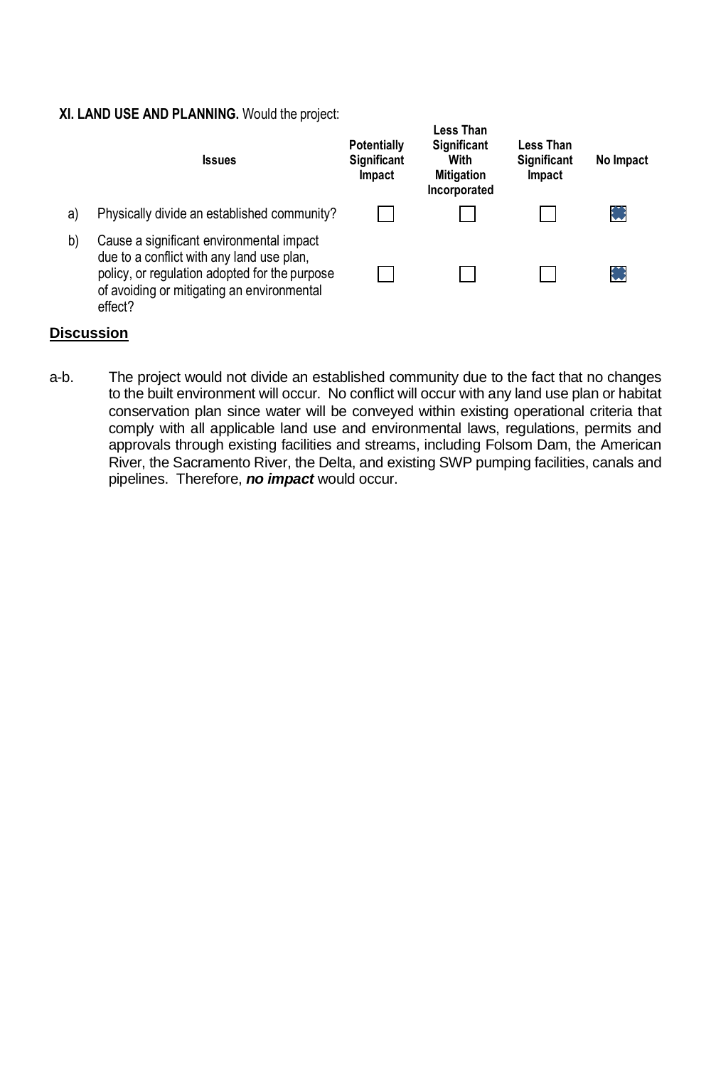**XI. LAND USE AND PLANNING.** Would the project:

| | Issues | Potentially Significant Impact | Less Than Significant With Mitigation Incorporated | Less Than Significant Impact | No Impact |
|---|---|---|---|---|---|
| a) | Physically divide an established community? | ☐ | ☐ | ☐ | ☒ |
| b) | Cause a significant environmental impact due to a conflict with any land use plan, policy, or regulation adopted for the purpose of avoiding or mitigating an environmental effect? | ☐ | ☐ | ☐ | ☒ |

**Discussion**

a-b. The project would not divide an established community due to the fact that no changes to the built environment will occur. No conflict will occur with any land use plan or habitat conservation plan since water will be conveyed within existing operational criteria that comply with all applicable land use and environmental laws, regulations, permits and approvals through existing facilities and streams, including Folsom Dam, the American River, the Sacramento River, the Delta, and existing SWP pumping facilities, canals and pipelines. Therefore, ***no impact*** would occur.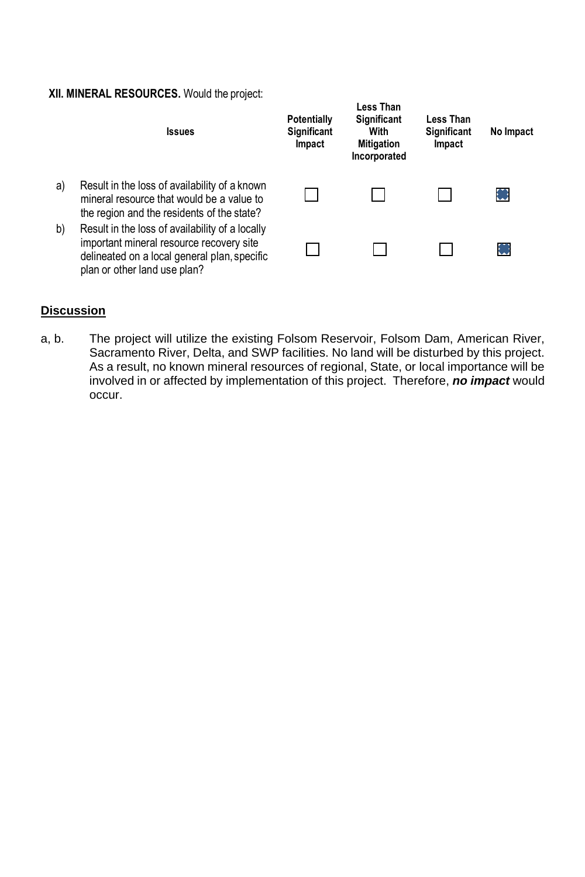**XII. MINERAL RESOURCES.** Would the project:

| | Issues | Potentially Significant Impact | Less Than Significant With Mitigation Incorporated | Less Than Significant Impact | No Impact |
|---|---|---|---|---|---|
| a) | Result in the loss of availability of a known mineral resource that would be a value to the region and the residents of the state? | ☐ | ☐ | ☐ | ☒ |
| b) | Result in the loss of availability of a locally important mineral resource recovery site delineated on a local general plan, specific plan or other land use plan? | ☐ | ☐ | ☐ | ☒ |

**Discussion**

a, b. The project will utilize the existing Folsom Reservoir, Folsom Dam, American River, Sacramento River, Delta, and SWP facilities. No land will be disturbed by this project. As a result, no known mineral resources of regional, State, or local importance will be involved in or affected by implementation of this project. Therefore, ***no impact*** would occur.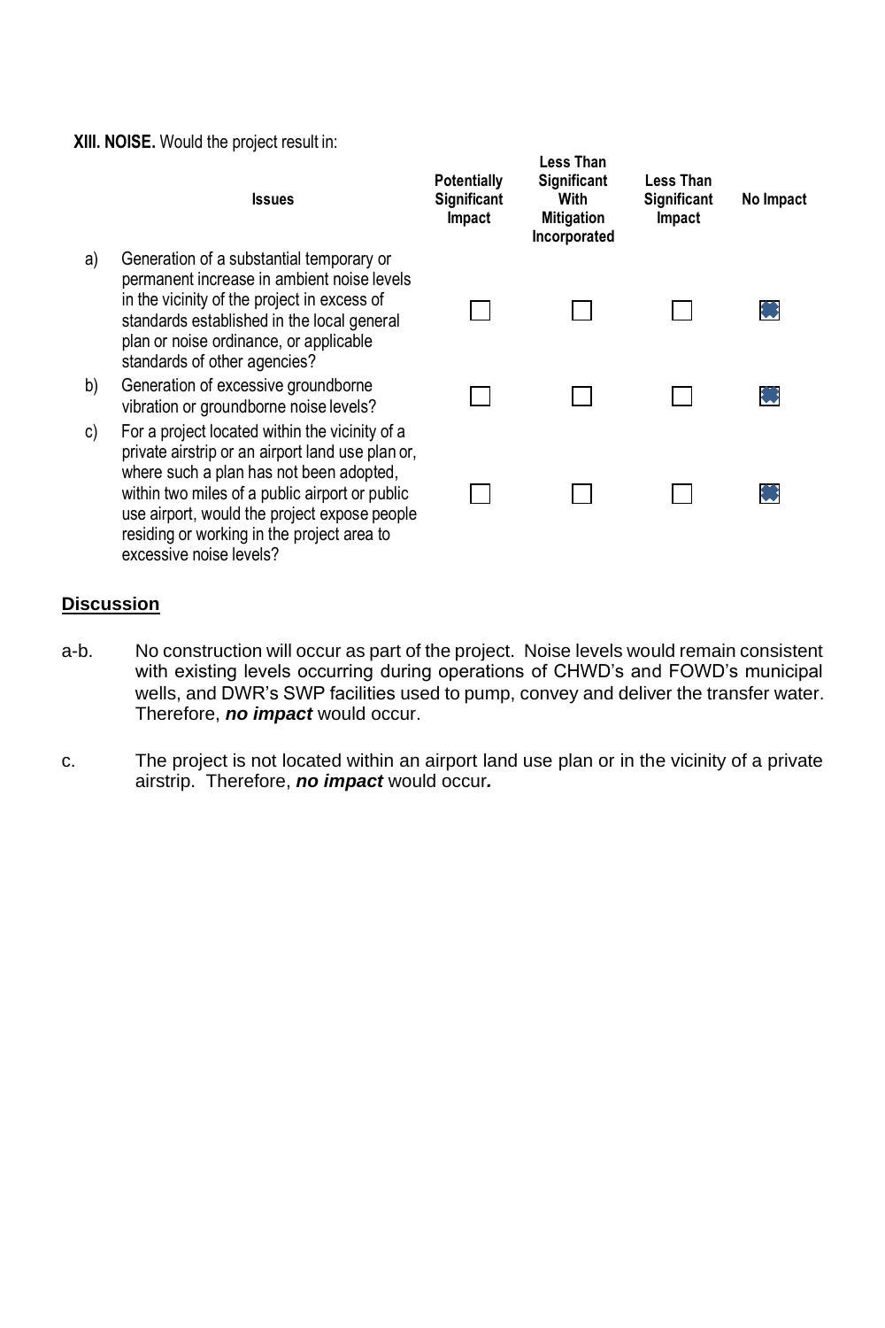**XIII. NOISE.** Would the project result in:

| | Issues | Potentially Significant Impact | Less Than Significant With Mitigation Incorporated | Less Than Significant Impact | No Impact |
|---|---|---|---|---|---|
| a) | Generation of a substantial temporary or permanent increase in ambient noise levels in the vicinity of the project in excess of standards established in the local general plan or noise ordinance, or applicable standards of other agencies? | ☐ | ☐ | ☐ | ☒ |
| b) | Generation of excessive groundborne vibration or groundborne noise levels? | ☐ | ☐ | ☐ | ☒ |
| c) | For a project located within the vicinity of a private airstrip or an airport land use plan or, where such a plan has not been adopted, within two miles of a public airport or public use airport, would the project expose people residing or working in the project area to excessive noise levels? | ☐ | ☐ | ☐ | ☒ |

## Discussion

a-b. No construction will occur as part of the project. Noise levels would remain consistent with existing levels occurring during operations of CHWD's and FOWD's municipal wells, and DWR's SWP facilities used to pump, convey and deliver the transfer water. Therefore, ***no impact*** would occur.

c. The project is not located within an airport land use plan or in the vicinity of a private airstrip. Therefore, ***no impact*** would occur***.***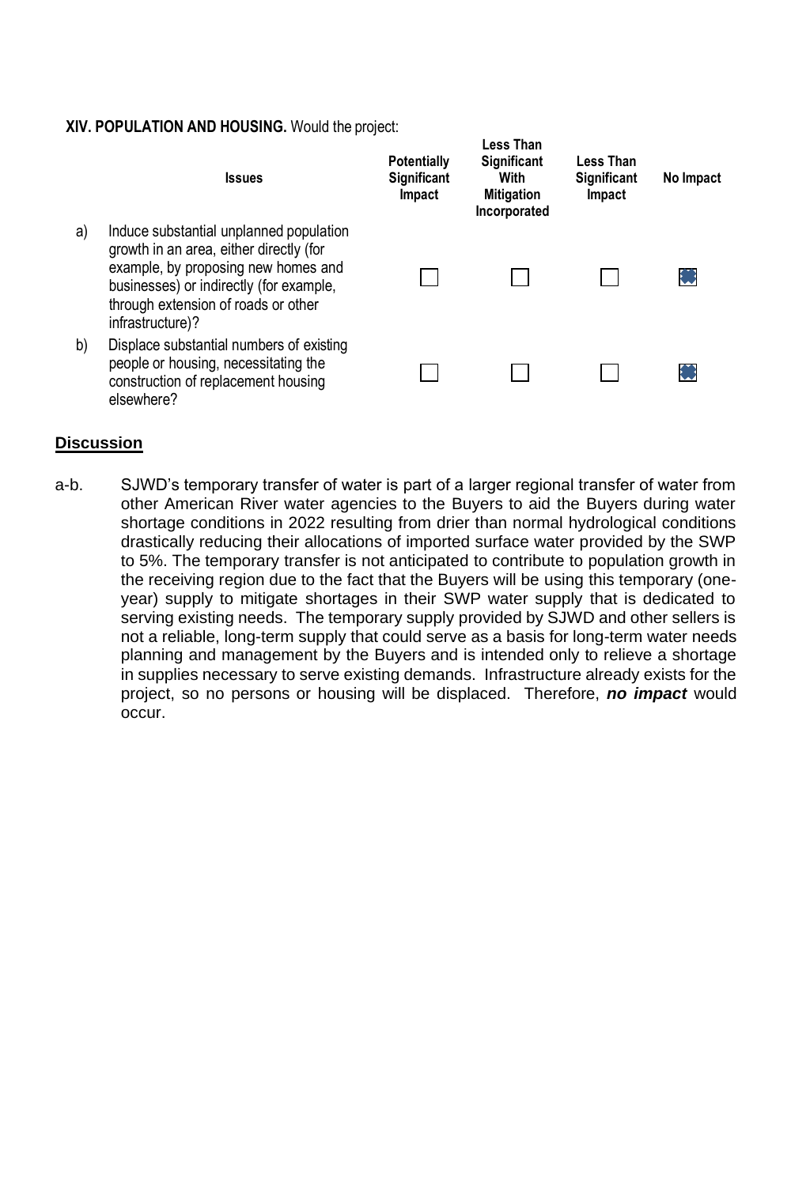**XIV. POPULATION AND HOUSING.** Would the project:

| | Issues | Potentially Significant Impact | Less Than Significant With Mitigation Incorporated | Less Than Significant Impact | No Impact |
|---|---|---|---|---|---|
| a) | Induce substantial unplanned population growth in an area, either directly (for example, by proposing new homes and businesses) or indirectly (for example, through extension of roads or other infrastructure)? | ☐ | ☐ | ☐ | ☒ |
| b) | Displace substantial numbers of existing people or housing, necessitating the construction of replacement housing elsewhere? | ☐ | ☐ | ☐ | ☒ |

**Discussion**

a-b. SJWD's temporary transfer of water is part of a larger regional transfer of water from other American River water agencies to the Buyers to aid the Buyers during water shortage conditions in 2022 resulting from drier than normal hydrological conditions drastically reducing their allocations of imported surface water provided by the SWP to 5%. The temporary transfer is not anticipated to contribute to population growth in the receiving region due to the fact that the Buyers will be using this temporary (one-year) supply to mitigate shortages in their SWP water supply that is dedicated to serving existing needs. The temporary supply provided by SJWD and other sellers is not a reliable, long-term supply that could serve as a basis for long-term water needs planning and management by the Buyers and is intended only to relieve a shortage in supplies necessary to serve existing demands. Infrastructure already exists for the project, so no persons or housing will be displaced. Therefore, ***no impact*** would occur.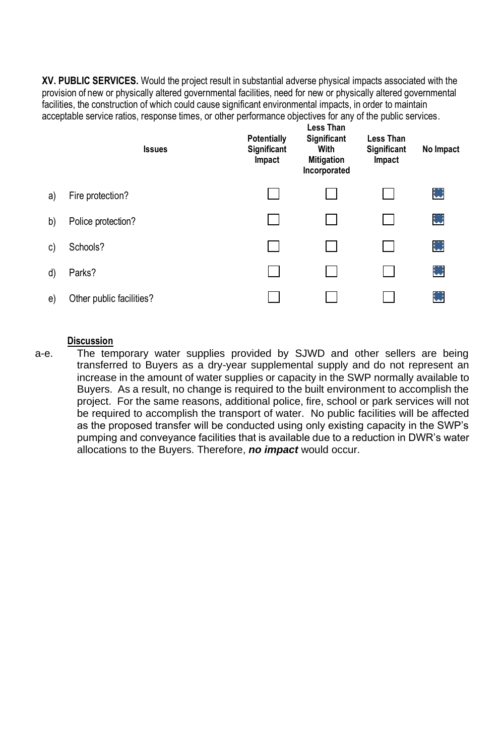**XV. PUBLIC SERVICES.** Would the project result in substantial adverse physical impacts associated with the provision of new or physically altered governmental facilities, need for new or physically altered governmental facilities, the construction of which could cause significant environmental impacts, in order to maintain acceptable service ratios, response times, or other performance objectives for any of the public services.

| | Issues | Potentially Significant Impact | Less Than Significant With Mitigation Incorporated | Less Than Significant Impact | No Impact |
|---|---|---|---|---|---|
| a) | Fire protection? | ☐ | ☐ | ☐ | ☒ |
| b) | Police protection? | ☐ | ☐ | ☐ | ☒ |
| c) | Schools? | ☐ | ☐ | ☐ | ☒ |
| d) | Parks? | ☐ | ☐ | ☐ | ☒ |
| e) | Other public facilities? | ☐ | ☐ | ☐ | ☒ |

**Discussion**

a-e. The temporary water supplies provided by SJWD and other sellers are being transferred to Buyers as a dry-year supplemental supply and do not represent an increase in the amount of water supplies or capacity in the SWP normally available to Buyers. As a result, no change is required to the built environment to accomplish the project. For the same reasons, additional police, fire, school or park services will not be required to accomplish the transport of water. No public facilities will be affected as the proposed transfer will be conducted using only existing capacity in the SWP's pumping and conveyance facilities that is available due to a reduction in DWR's water allocations to the Buyers. Therefore, ***no impact*** would occur.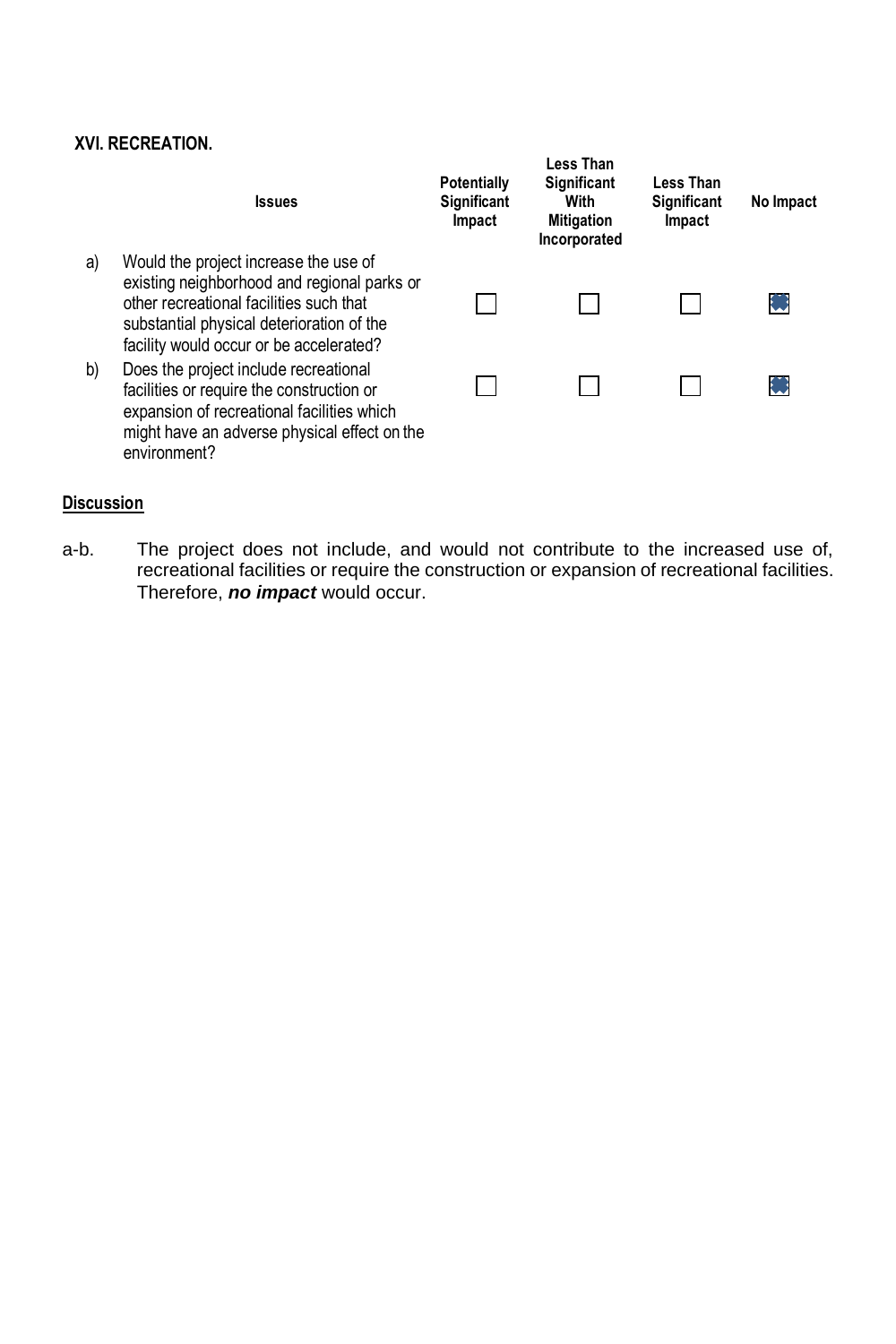## XVI. RECREATION.

| | Issues | Potentially Significant Impact | Less Than Significant With Mitigation Incorporated | Less Than Significant Impact | No Impact |
|---|---|---|---|---|---|
| a) | Would the project increase the use of existing neighborhood and regional parks or other recreational facilities such that substantial physical deterioration of the facility would occur or be accelerated? | ☐ | ☐ | ☐ | ☒ |
| b) | Does the project include recreational facilities or require the construction or expansion of recreational facilities which might have an adverse physical effect on the environment? | ☐ | ☐ | ☐ | ☒ |

**Discussion**

a-b. The project does not include, and would not contribute to the increased use of, recreational facilities or require the construction or expansion of recreational facilities. Therefore, ***no impact*** would occur.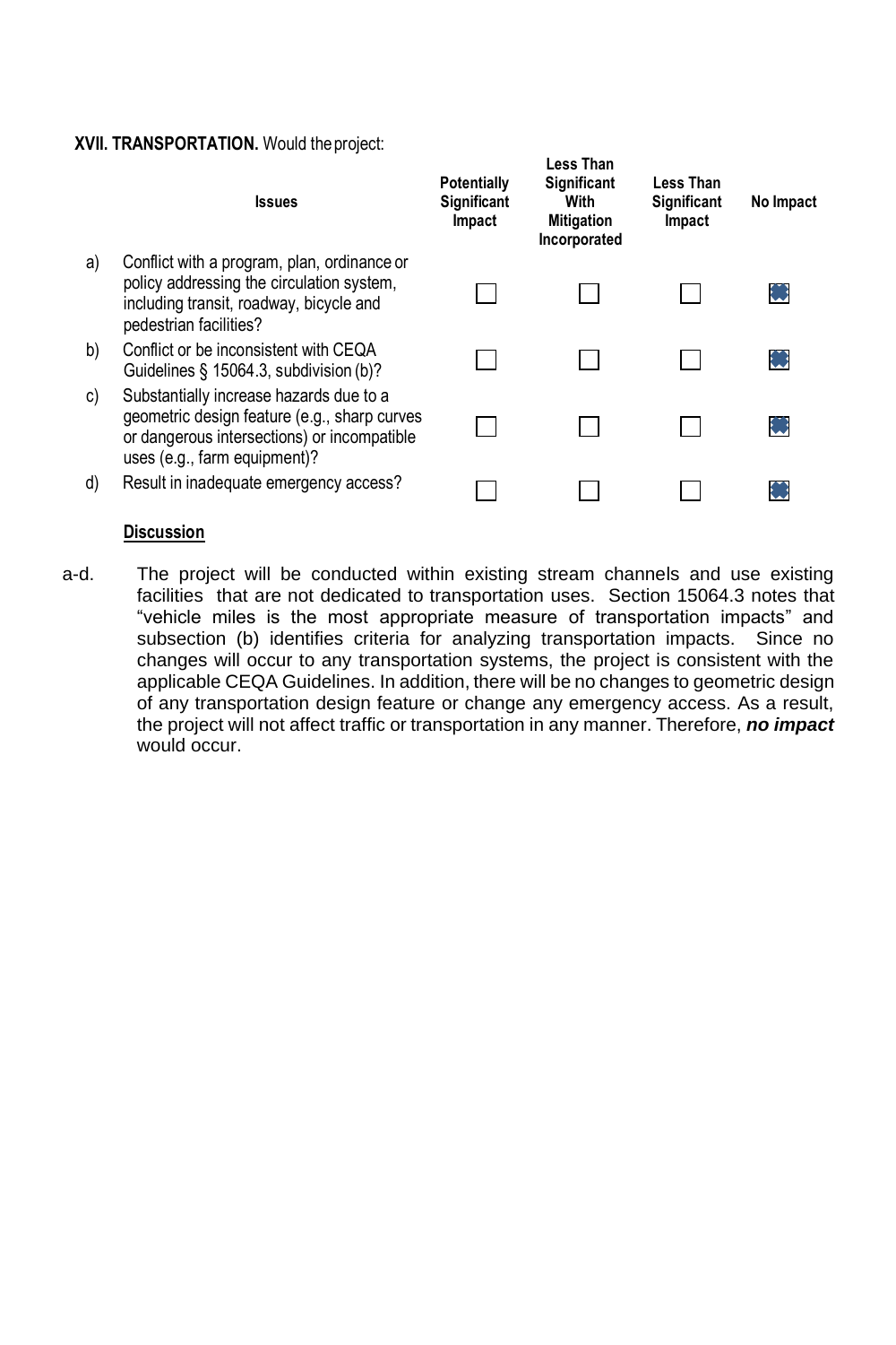**XVII. TRANSPORTATION.** Would the project:

| | Issues | Potentially Significant Impact | Less Than Significant With Mitigation Incorporated | Less Than Significant Impact | No Impact |
|---|---|---|---|---|---|
| a) | Conflict with a program, plan, ordinance or policy addressing the circulation system, including transit, roadway, bicycle and pedestrian facilities? | ☐ | ☐ | ☐ | ☒ |
| b) | Conflict or be inconsistent with CEQA Guidelines § 15064.3, subdivision (b)? | ☐ | ☐ | ☐ | ☒ |
| c) | Substantially increase hazards due to a geometric design feature (e.g., sharp curves or dangerous intersections) or incompatible uses (e.g., farm equipment)? | ☐ | ☐ | ☐ | ☒ |
| d) | Result in inadequate emergency access? | ☐ | ☐ | ☐ | ☒ |

**Discussion**

a-d. The project will be conducted within existing stream channels and use existing facilities that are not dedicated to transportation uses. Section 15064.3 notes that "vehicle miles is the most appropriate measure of transportation impacts" and subsection (b) identifies criteria for analyzing transportation impacts. Since no changes will occur to any transportation systems, the project is consistent with the applicable CEQA Guidelines. In addition, there will be no changes to geometric design of any transportation design feature or change any emergency access. As a result, the project will not affect traffic or transportation in any manner. Therefore, ***no impact*** would occur.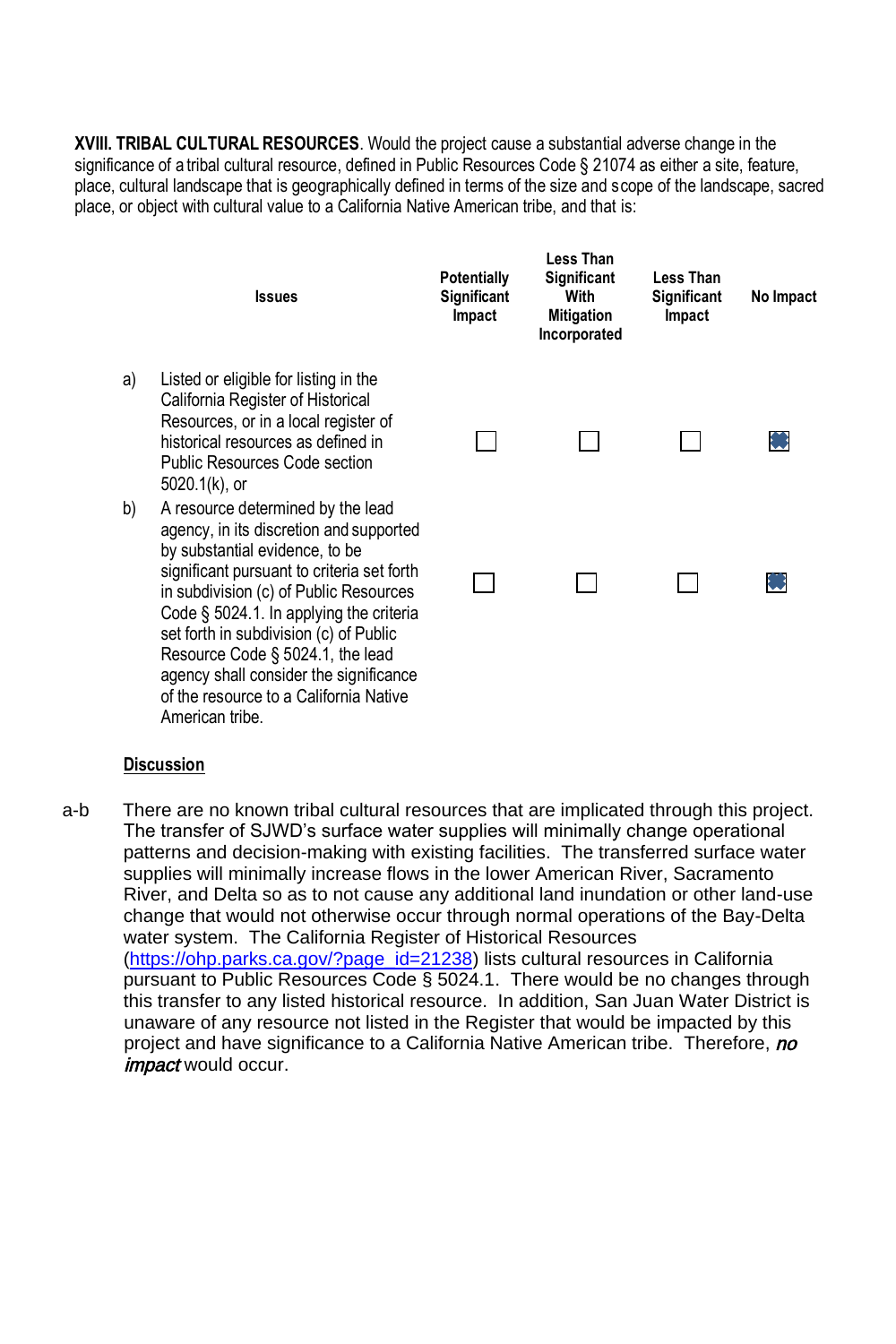**XVIII. TRIBAL CULTURAL RESOURCES**. Would the project cause a substantial adverse change in the significance of a tribal cultural resource, defined in Public Resources Code § 21074 as either a site, feature, place, cultural landscape that is geographically defined in terms of the size and scope of the landscape, sacred place, or object with cultural value to a California Native American tribe, and that is:

| | Issues | Potentially Significant Impact | Less Than Significant With Mitigation Incorporated | Less Than Significant Impact | No Impact |
|---|---|---|---|---|---|
| a) | Listed or eligible for listing in the California Register of Historical Resources, or in a local register of historical resources as defined in Public Resources Code section 5020.1(k), or | ☐ | ☐ | ☐ | ☒ |
| b) | A resource determined by the lead agency, in its discretion and supported by substantial evidence, to be significant pursuant to criteria set forth in subdivision (c) of Public Resources Code § 5024.1. In applying the criteria set forth in subdivision (c) of Public Resource Code § 5024.1, the lead agency shall consider the significance of the resource to a California Native American tribe. | ☐ | ☐ | ☐ | ☒ |

**Discussion**

a-b There are no known tribal cultural resources that are implicated through this project. The transfer of SJWD's surface water supplies will minimally change operational patterns and decision-making with existing facilities. The transferred surface water supplies will minimally increase flows in the lower American River, Sacramento River, and Delta so as to not cause any additional land inundation or other land-use change that would not otherwise occur through normal operations of the Bay-Delta water system. The California Register of Historical Resources (https://ohp.parks.ca.gov/?page_id=21238) lists cultural resources in California pursuant to Public Resources Code § 5024.1. There would be no changes through this transfer to any listed historical resource. In addition, San Juan Water District is unaware of any resource not listed in the Register that would be impacted by this project and have significance to a California Native American tribe. Therefore, ***no impact*** would occur.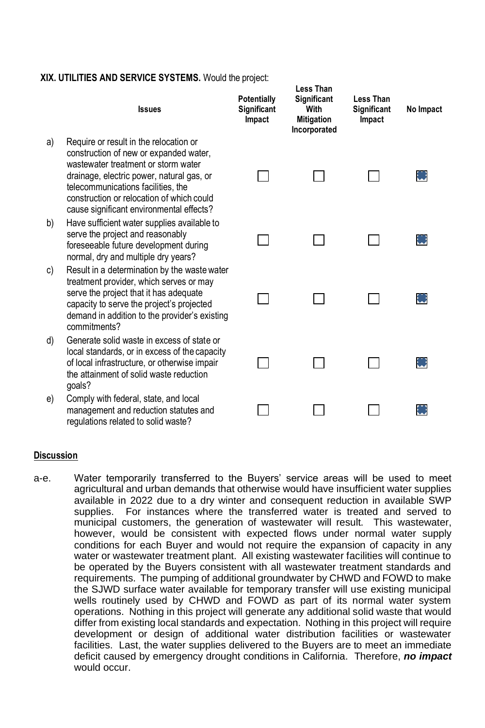**XIX. UTILITIES AND SERVICE SYSTEMS.** Would the project:

| | Issues | Potentially Significant Impact | Less Than Significant With Mitigation Incorporated | Less Than Significant Impact | No Impact |
|---|---|---|---|---|---|
| a) | Require or result in the relocation or construction of new or expanded water, wastewater treatment or storm water drainage, electric power, natural gas, or telecommunications facilities, the construction or relocation of which could cause significant environmental effects? | ☐ | ☐ | ☐ | ☒ |
| b) | Have sufficient water supplies available to serve the project and reasonably foreseeable future development during normal, dry and multiple dry years? | ☐ | ☐ | ☐ | ☒ |
| c) | Result in a determination by the waste water treatment provider, which serves or may serve the project that it has adequate capacity to serve the project's projected demand in addition to the provider's existing commitments? | ☐ | ☐ | ☐ | ☒ |
| d) | Generate solid waste in excess of state or local standards, or in excess of the capacity of local infrastructure, or otherwise impair the attainment of solid waste reduction goals? | ☐ | ☐ | ☐ | ☒ |
| e) | Comply with federal, state, and local management and reduction statutes and regulations related to solid waste? | ☐ | ☐ | ☐ | ☒ |

**Discussion**

a-e. Water temporarily transferred to the Buyers' service areas will be used to meet agricultural and urban demands that otherwise would have insufficient water supplies available in 2022 due to a dry winter and consequent reduction in available SWP supplies. For instances where the transferred water is treated and served to municipal customers, the generation of wastewater will result. This wastewater, however, would be consistent with expected flows under normal water supply conditions for each Buyer and would not require the expansion of capacity in any water or wastewater treatment plant. All existing wastewater facilities will continue to be operated by the Buyers consistent with all wastewater treatment standards and requirements. The pumping of additional groundwater by CHWD and FOWD to make the SJWD surface water available for temporary transfer will use existing municipal wells routinely used by CHWD and FOWD as part of its normal water system operations. Nothing in this project will generate any additional solid waste that would differ from existing local standards and expectation. Nothing in this project will require development or design of additional water distribution facilities or wastewater facilities. Last, the water supplies delivered to the Buyers are to meet an immediate deficit caused by emergency drought conditions in California. Therefore, ***no impact*** would occur.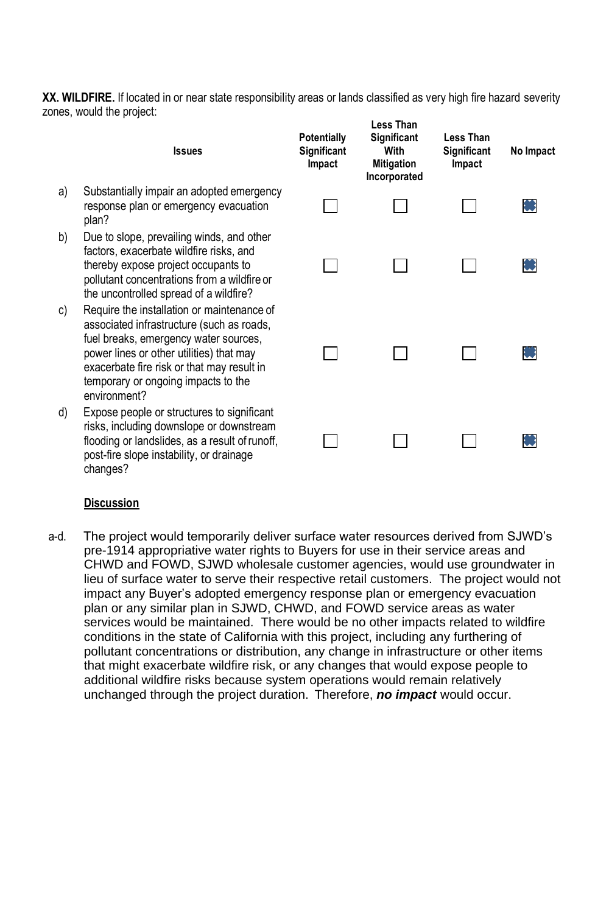**XX. WILDFIRE.** If located in or near state responsibility areas or lands classified as very high fire hazard severity zones, would the project:

| | Issues | Potentially Significant Impact | Less Than Significant With Mitigation Incorporated | Less Than Significant Impact | No Impact |
|---|---|---|---|---|---|
| a) | Substantially impair an adopted emergency response plan or emergency evacuation plan? | ☐ | ☐ | ☐ | ☒ |
| b) | Due to slope, prevailing winds, and other factors, exacerbate wildfire risks, and thereby expose project occupants to pollutant concentrations from a wildfire or the uncontrolled spread of a wildfire? | ☐ | ☐ | ☐ | ☒ |
| c) | Require the installation or maintenance of associated infrastructure (such as roads, fuel breaks, emergency water sources, power lines or other utilities) that may exacerbate fire risk or that may result in temporary or ongoing impacts to the environment? | ☐ | ☐ | ☐ | ☒ |
| d) | Expose people or structures to significant risks, including downslope or downstream flooding or landslides, as a result of runoff, post-fire slope instability, or drainage changes? | ☐ | ☐ | ☐ | ☒ |

**Discussion**

a-d. The project would temporarily deliver surface water resources derived from SJWD's pre-1914 appropriative water rights to Buyers for use in their service areas and CHWD and FOWD, SJWD wholesale customer agencies, would use groundwater in lieu of surface water to serve their respective retail customers. The project would not impact any Buyer's adopted emergency response plan or emergency evacuation plan or any similar plan in SJWD, CHWD, and FOWD service areas as water services would be maintained. There would be no other impacts related to wildfire conditions in the state of California with this project, including any furthering of pollutant concentrations or distribution, any change in infrastructure or other items that might exacerbate wildfire risk, or any changes that would expose people to additional wildfire risks because system operations would remain relatively unchanged through the project duration. Therefore, ***no impact*** would occur.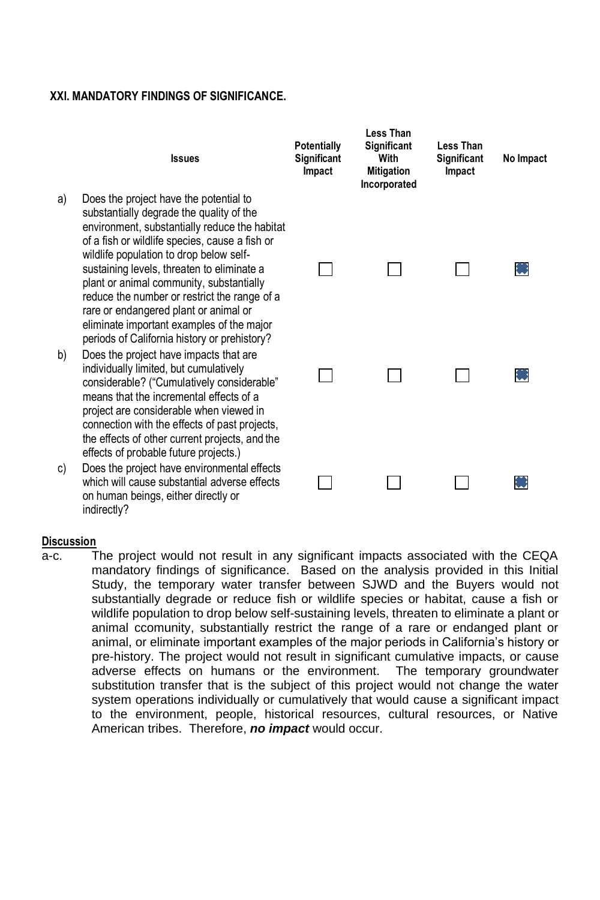## XXI. MANDATORY FINDINGS OF SIGNIFICANCE.

| | Issues | Potentially Significant Impact | Less Than Significant With Mitigation Incorporated | Less Than Significant Impact | No Impact |
|---|---|---|---|---|---|
| a) | Does the project have the potential to substantially degrade the quality of the environment, substantially reduce the habitat of a fish or wildlife species, cause a fish or wildlife population to drop below self-sustaining levels, threaten to eliminate a plant or animal community, substantially reduce the number or restrict the range of a rare or endangered plant or animal or eliminate important examples of the major periods of California history or prehistory? | ☐ | ☐ | ☐ | ☒ |
| b) | Does the project have impacts that are individually limited, but cumulatively considerable? ("Cumulatively considerable" means that the incremental effects of a project are considerable when viewed in connection with the effects of past projects, the effects of other current projects, and the effects of probable future projects.) | ☐ | ☐ | ☐ | ☒ |
| c) | Does the project have environmental effects which will cause substantial adverse effects on human beings, either directly or indirectly? | ☐ | ☐ | ☐ | ☒ |

**Discussion**

a-c. The project would not result in any significant impacts associated with the CEQA mandatory findings of significance. Based on the analysis provided in this Initial Study, the temporary water transfer between SJWD and the Buyers would not substantially degrade or reduce fish or wildlife species or habitat, cause a fish or wildlife population to drop below self-sustaining levels, threaten to eliminate a plant or animal ccomunity, substantially restrict the range of a rare or endanged plant or animal, or eliminate important examples of the major periods in California's history or pre-history. The project would not result in significant cumulative impacts, or cause adverse effects on humans or the environment. The temporary groundwater substitution transfer that is the subject of this project would not change the water system operations individually or cumulatively that would cause a significant impact to the environment, people, historical resources, cultural resources, or Native American tribes. Therefore, ***no impact*** would occur.